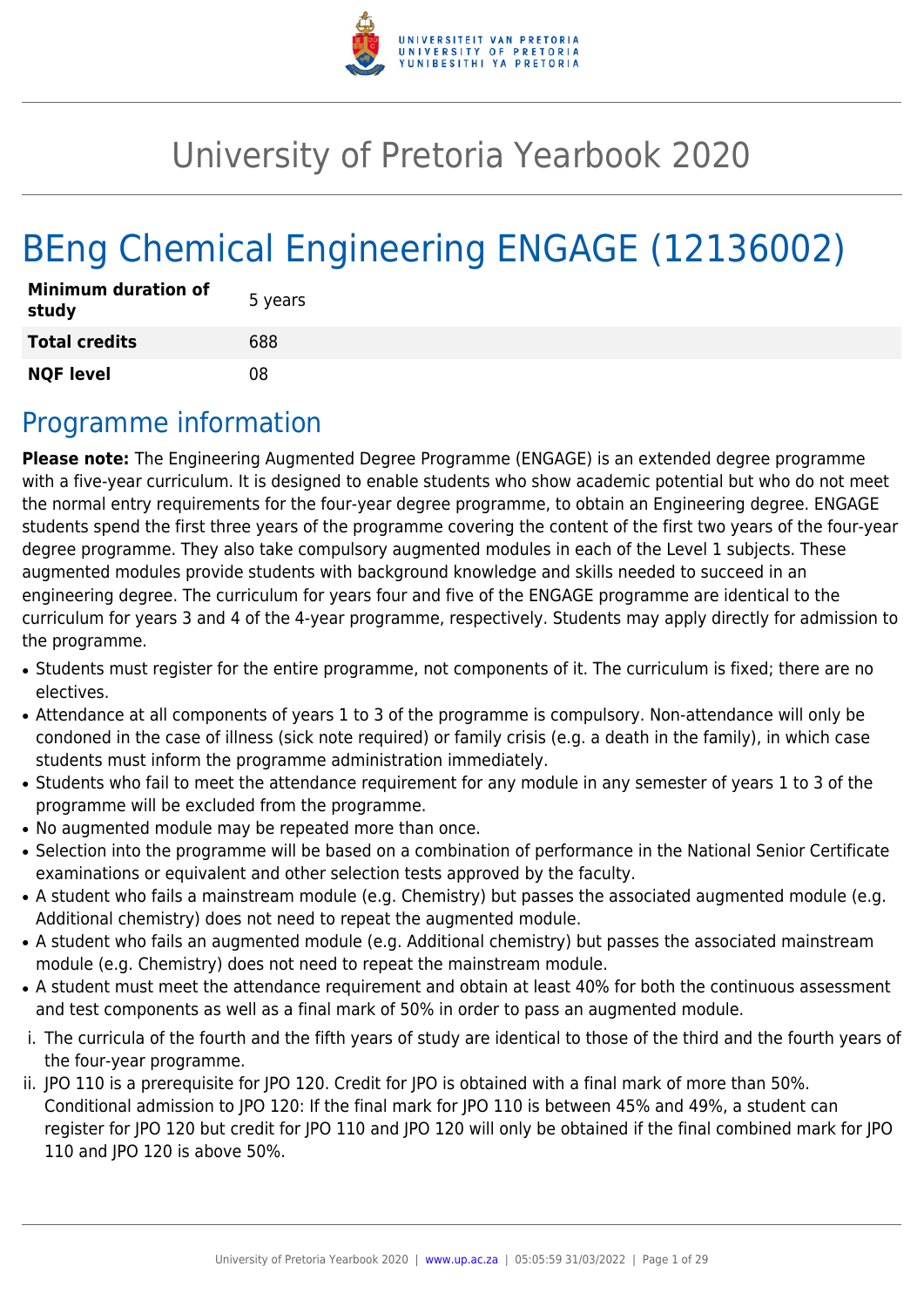# University of Pretoria Yearbook 2020

# BEng Chemical Engineering ENGAGE (12136002)

| | |
|---|---|
| **Minimum duration of study** | 5 years |
| **Total credits** | 688 |
| **NQF level** | 08 |

## Programme information

**Please note:** The Engineering Augmented Degree Programme (ENGAGE) is an extended degree programme with a five-year curriculum. It is designed to enable students who show academic potential but who do not meet the normal entry requirements for the four-year degree programme, to obtain an Engineering degree. ENGAGE students spend the first three years of the programme covering the content of the first two years of the four-year degree programme. They also take compulsory augmented modules in each of the Level 1 subjects. These augmented modules provide students with background knowledge and skills needed to succeed in an engineering degree. The curriculum for years four and five of the ENGAGE programme are identical to the curriculum for years 3 and 4 of the 4-year programme, respectively. Students may apply directly for admission to the programme.

- Students must register for the entire programme, not components of it. The curriculum is fixed; there are no electives.
- Attendance at all components of years 1 to 3 of the programme is compulsory. Non-attendance will only be condoned in the case of illness (sick note required) or family crisis (e.g. a death in the family), in which case students must inform the programme administration immediately.
- Students who fail to meet the attendance requirement for any module in any semester of years 1 to 3 of the programme will be excluded from the programme.
- No augmented module may be repeated more than once.
- Selection into the programme will be based on a combination of performance in the National Senior Certificate examinations or equivalent and other selection tests approved by the faculty.
- A student who fails a mainstream module (e.g. Chemistry) but passes the associated augmented module (e.g. Additional chemistry) does not need to repeat the augmented module.
- A student who fails an augmented module (e.g. Additional chemistry) but passes the associated mainstream module (e.g. Chemistry) does not need to repeat the mainstream module.
- A student must meet the attendance requirement and obtain at least 40% for both the continuous assessment and test components as well as a final mark of 50% in order to pass an augmented module.

i. The curricula of the fourth and the fifth years of study are identical to those of the third and the fourth years of the four-year programme.

ii. JPO 110 is a prerequisite for JPO 120. Credit for JPO is obtained with a final mark of more than 50%. Conditional admission to JPO 120: If the final mark for JPO 110 is between 45% and 49%, a student can register for JPO 120 but credit for JPO 110 and JPO 120 will only be obtained if the final combined mark for JPO 110 and JPO 120 is above 50%.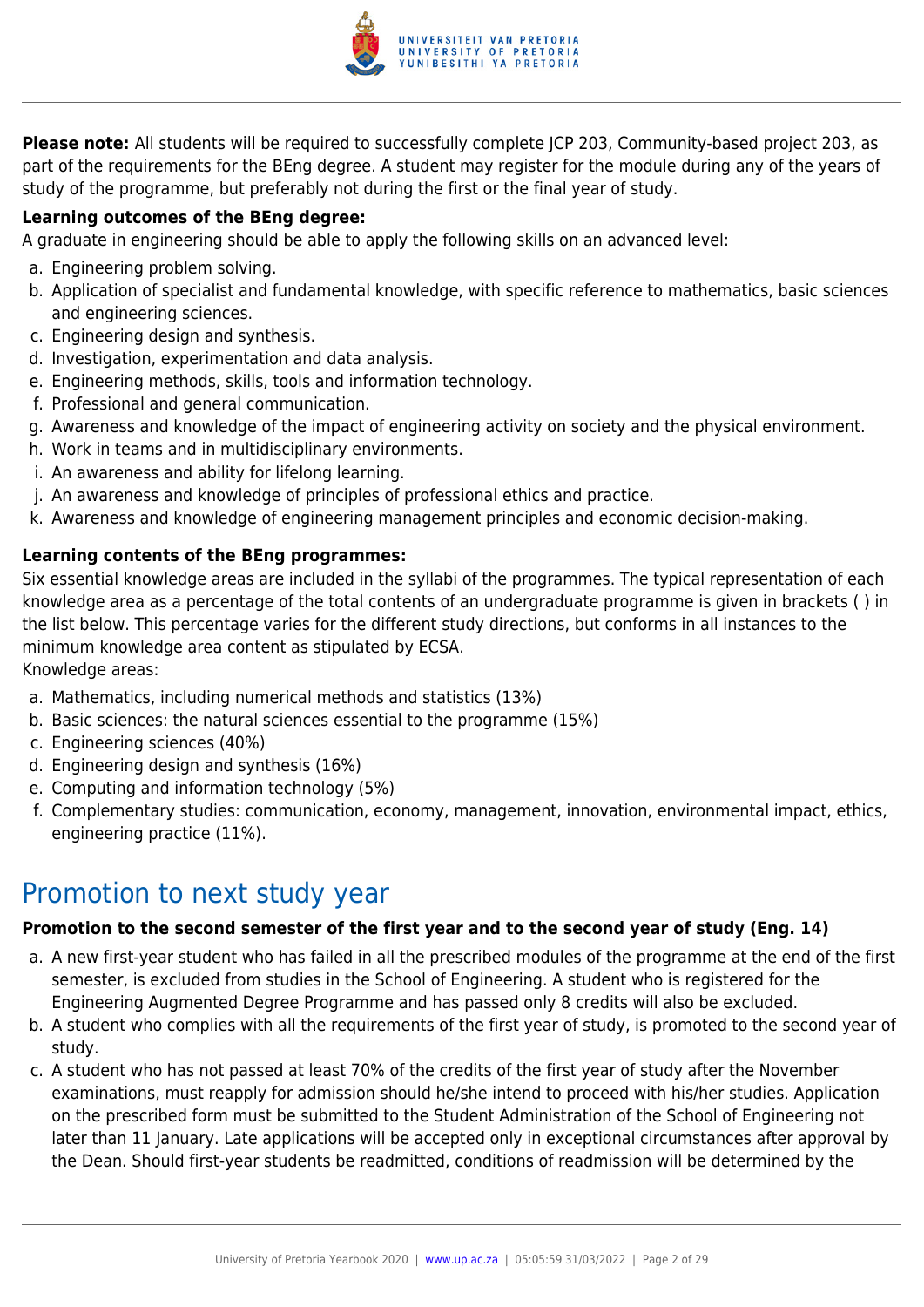**Please note:** All students will be required to successfully complete JCP 203, Community-based project 203, as part of the requirements for the BEng degree. A student may register for the module during any of the years of study of the programme, but preferably not during the first or the final year of study.

**Learning outcomes of the BEng degree:**

A graduate in engineering should be able to apply the following skills on an advanced level:

a. Engineering problem solving.
b. Application of specialist and fundamental knowledge, with specific reference to mathematics, basic sciences and engineering sciences.
c. Engineering design and synthesis.
d. Investigation, experimentation and data analysis.
e. Engineering methods, skills, tools and information technology.
f. Professional and general communication.
g. Awareness and knowledge of the impact of engineering activity on society and the physical environment.
h. Work in teams and in multidisciplinary environments.
i. An awareness and ability for lifelong learning.
j. An awareness and knowledge of principles of professional ethics and practice.
k. Awareness and knowledge of engineering management principles and economic decision-making.

**Learning contents of the BEng programmes:**

Six essential knowledge areas are included in the syllabi of the programmes. The typical representation of each knowledge area as a percentage of the total contents of an undergraduate programme is given in brackets ( ) in the list below. This percentage varies for the different study directions, but conforms in all instances to the minimum knowledge area content as stipulated by ECSA.

Knowledge areas:

a. Mathematics, including numerical methods and statistics (13%)
b. Basic sciences: the natural sciences essential to the programme (15%)
c. Engineering sciences (40%)
d. Engineering design and synthesis (16%)
e. Computing and information technology (5%)
f. Complementary studies: communication, economy, management, innovation, environmental impact, ethics, engineering practice (11%).

# Promotion to next study year

**Promotion to the second semester of the first year and to the second year of study (Eng. 14)**

a. A new first-year student who has failed in all the prescribed modules of the programme at the end of the first semester, is excluded from studies in the School of Engineering. A student who is registered for the Engineering Augmented Degree Programme and has passed only 8 credits will also be excluded.
b. A student who complies with all the requirements of the first year of study, is promoted to the second year of study.
c. A student who has not passed at least 70% of the credits of the first year of study after the November examinations, must reapply for admission should he/she intend to proceed with his/her studies. Application on the prescribed form must be submitted to the Student Administration of the School of Engineering not later than 11 January. Late applications will be accepted only in exceptional circumstances after approval by the Dean. Should first-year students be readmitted, conditions of readmission will be determined by the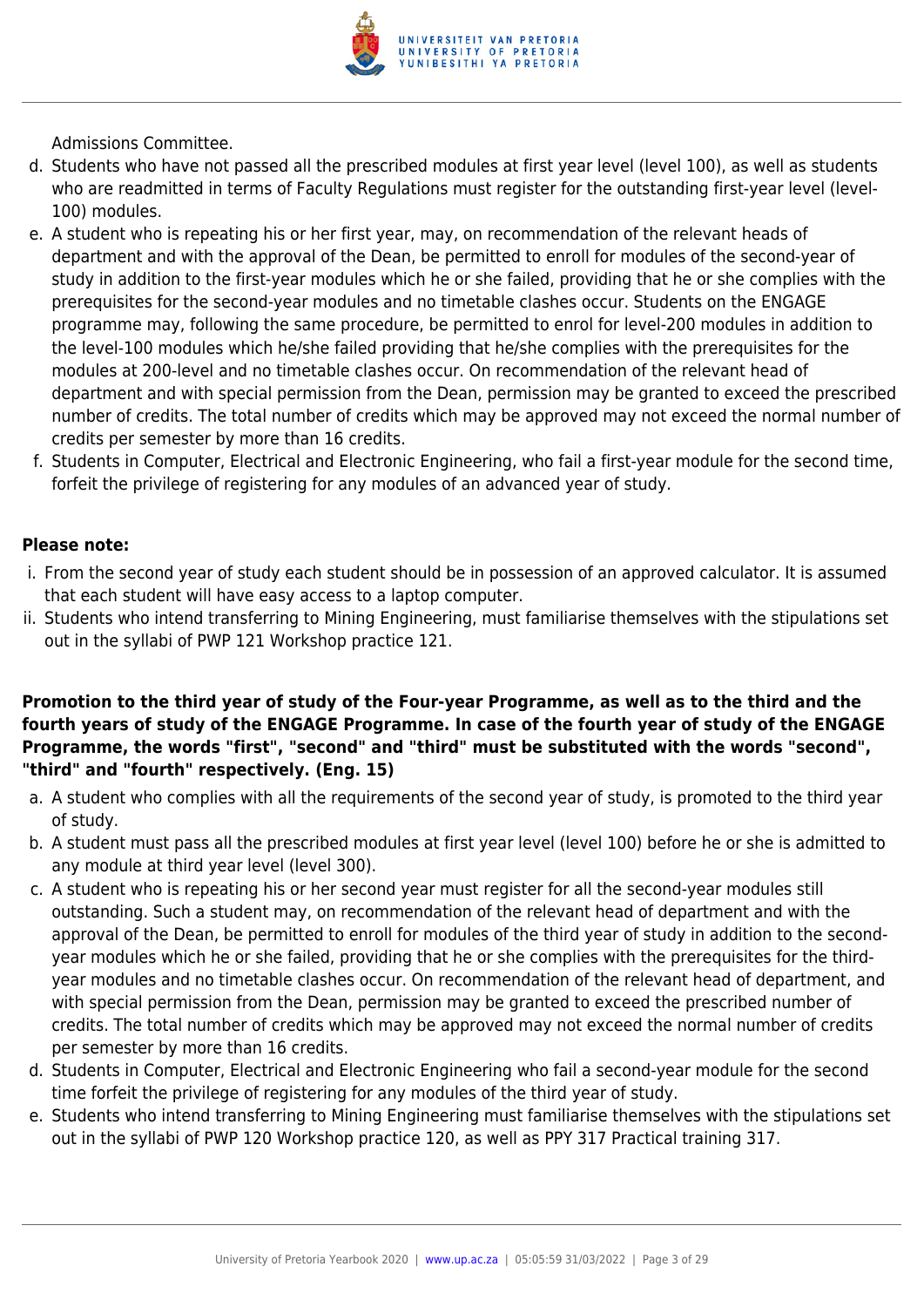Admissions Committee.

d. Students who have not passed all the prescribed modules at first year level (level 100), as well as students who are readmitted in terms of Faculty Regulations must register for the outstanding first-year level (level-100) modules.
e. A student who is repeating his or her first year, may, on recommendation of the relevant heads of department and with the approval of the Dean, be permitted to enroll for modules of the second-year of study in addition to the first-year modules which he or she failed, providing that he or she complies with the prerequisites for the second-year modules and no timetable clashes occur. Students on the ENGAGE programme may, following the same procedure, be permitted to enrol for level-200 modules in addition to the level-100 modules which he/she failed providing that he/she complies with the prerequisites for the modules at 200-level and no timetable clashes occur. On recommendation of the relevant head of department and with special permission from the Dean, permission may be granted to exceed the prescribed number of credits. The total number of credits which may be approved may not exceed the normal number of credits per semester by more than 16 credits.
f. Students in Computer, Electrical and Electronic Engineering, who fail a first-year module for the second time, forfeit the privilege of registering for any modules of an advanced year of study.

**Please note:**

i. From the second year of study each student should be in possession of an approved calculator. It is assumed that each student will have easy access to a laptop computer.
ii. Students who intend transferring to Mining Engineering, must familiarise themselves with the stipulations set out in the syllabi of PWP 121 Workshop practice 121.

**Promotion to the third year of study of the Four-year Programme, as well as to the third and the fourth years of study of the ENGAGE Programme. In case of the fourth year of study of the ENGAGE Programme, the words "first", "second" and "third" must be substituted with the words "second", "third" and "fourth" respectively. (Eng. 15)**

a. A student who complies with all the requirements of the second year of study, is promoted to the third year of study.
b. A student must pass all the prescribed modules at first year level (level 100) before he or she is admitted to any module at third year level (level 300).
c. A student who is repeating his or her second year must register for all the second-year modules still outstanding. Such a student may, on recommendation of the relevant head of department and with the approval of the Dean, be permitted to enroll for modules of the third year of study in addition to the second-year modules which he or she failed, providing that he or she complies with the prerequisites for the third-year modules and no timetable clashes occur. On recommendation of the relevant head of department, and with special permission from the Dean, permission may be granted to exceed the prescribed number of credits. The total number of credits which may be approved may not exceed the normal number of credits per semester by more than 16 credits.
d. Students in Computer, Electrical and Electronic Engineering who fail a second-year module for the second time forfeit the privilege of registering for any modules of the third year of study.
e. Students who intend transferring to Mining Engineering must familiarise themselves with the stipulations set out in the syllabi of PWP 120 Workshop practice 120, as well as PPY 317 Practical training 317.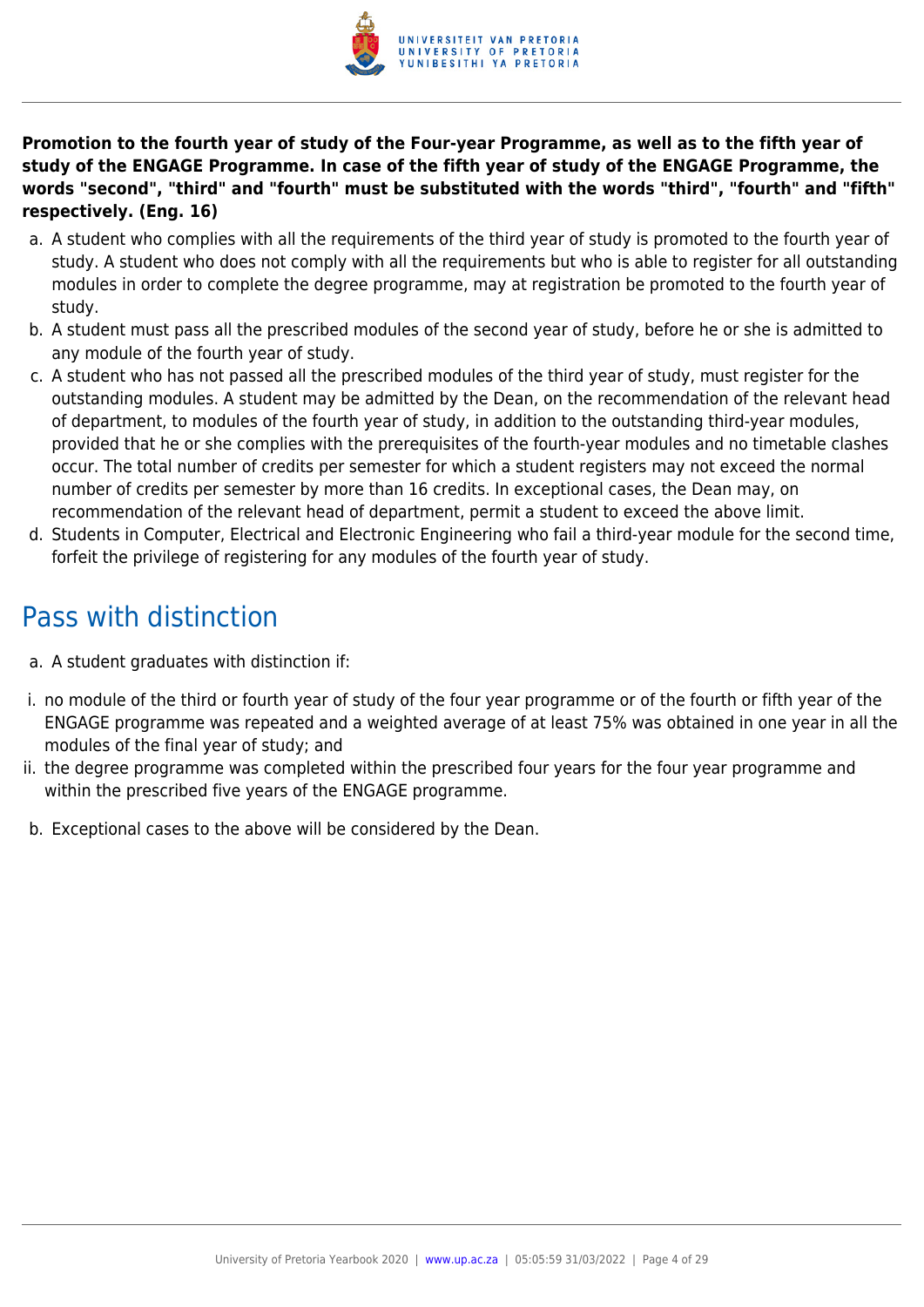**Promotion to the fourth year of study of the Four-year Programme, as well as to the fifth year of study of the ENGAGE Programme. In case of the fifth year of study of the ENGAGE Programme, the words "second", "third" and "fourth" must be substituted with the words "third", "fourth" and "fifth" respectively. (Eng. 16)**

a. A student who complies with all the requirements of the third year of study is promoted to the fourth year of study. A student who does not comply with all the requirements but who is able to register for all outstanding modules in order to complete the degree programme, may at registration be promoted to the fourth year of study.
b. A student must pass all the prescribed modules of the second year of study, before he or she is admitted to any module of the fourth year of study.
c. A student who has not passed all the prescribed modules of the third year of study, must register for the outstanding modules. A student may be admitted by the Dean, on the recommendation of the relevant head of department, to modules of the fourth year of study, in addition to the outstanding third-year modules, provided that he or she complies with the prerequisites of the fourth-year modules and no timetable clashes occur. The total number of credits per semester for which a student registers may not exceed the normal number of credits per semester by more than 16 credits. In exceptional cases, the Dean may, on recommendation of the relevant head of department, permit a student to exceed the above limit.
d. Students in Computer, Electrical and Electronic Engineering who fail a third-year module for the second time, forfeit the privilege of registering for any modules of the fourth year of study.

## Pass with distinction

a. A student graduates with distinction if:

i. no module of the third or fourth year of study of the four year programme or of the fourth or fifth year of the ENGAGE programme was repeated and a weighted average of at least 75% was obtained in one year in all the modules of the final year of study; and
ii. the degree programme was completed within the prescribed four years for the four year programme and within the prescribed five years of the ENGAGE programme.

b. Exceptional cases to the above will be considered by the Dean.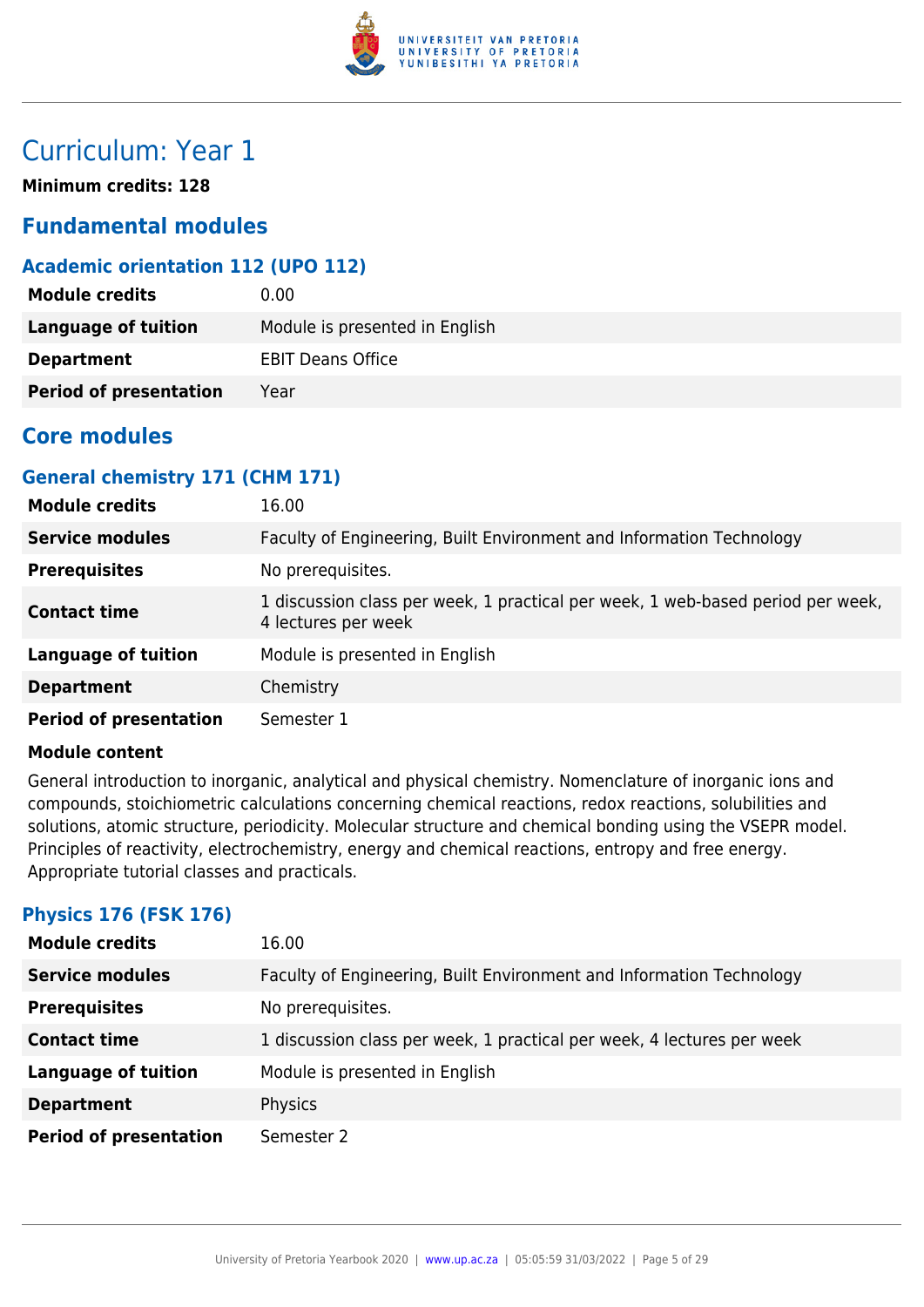# Curriculum: Year 1

**Minimum credits: 128**

## Fundamental modules

### Academic orientation 112 (UPO 112)

| | |
|---|---|
| **Module credits** | 0.00 |
| **Language of tuition** | Module is presented in English |
| **Department** | EBIT Deans Office |
| **Period of presentation** | Year |

## Core modules

### General chemistry 171 (CHM 171)

| | |
|---|---|
| **Module credits** | 16.00 |
| **Service modules** | Faculty of Engineering, Built Environment and Information Technology |
| **Prerequisites** | No prerequisites. |
| **Contact time** | 1 discussion class per week, 1 practical per week, 1 web-based period per week, 4 lectures per week |
| **Language of tuition** | Module is presented in English |
| **Department** | Chemistry |
| **Period of presentation** | Semester 1 |

**Module content**

General introduction to inorganic, analytical and physical chemistry. Nomenclature of inorganic ions and compounds, stoichiometric calculations concerning chemical reactions, redox reactions, solubilities and solutions, atomic structure, periodicity. Molecular structure and chemical bonding using the VSEPR model. Principles of reactivity, electrochemistry, energy and chemical reactions, entropy and free energy. Appropriate tutorial classes and practicals.

### Physics 176 (FSK 176)

| | |
|---|---|
| **Module credits** | 16.00 |
| **Service modules** | Faculty of Engineering, Built Environment and Information Technology |
| **Prerequisites** | No prerequisites. |
| **Contact time** | 1 discussion class per week, 1 practical per week, 4 lectures per week |
| **Language of tuition** | Module is presented in English |
| **Department** | Physics |
| **Period of presentation** | Semester 2 |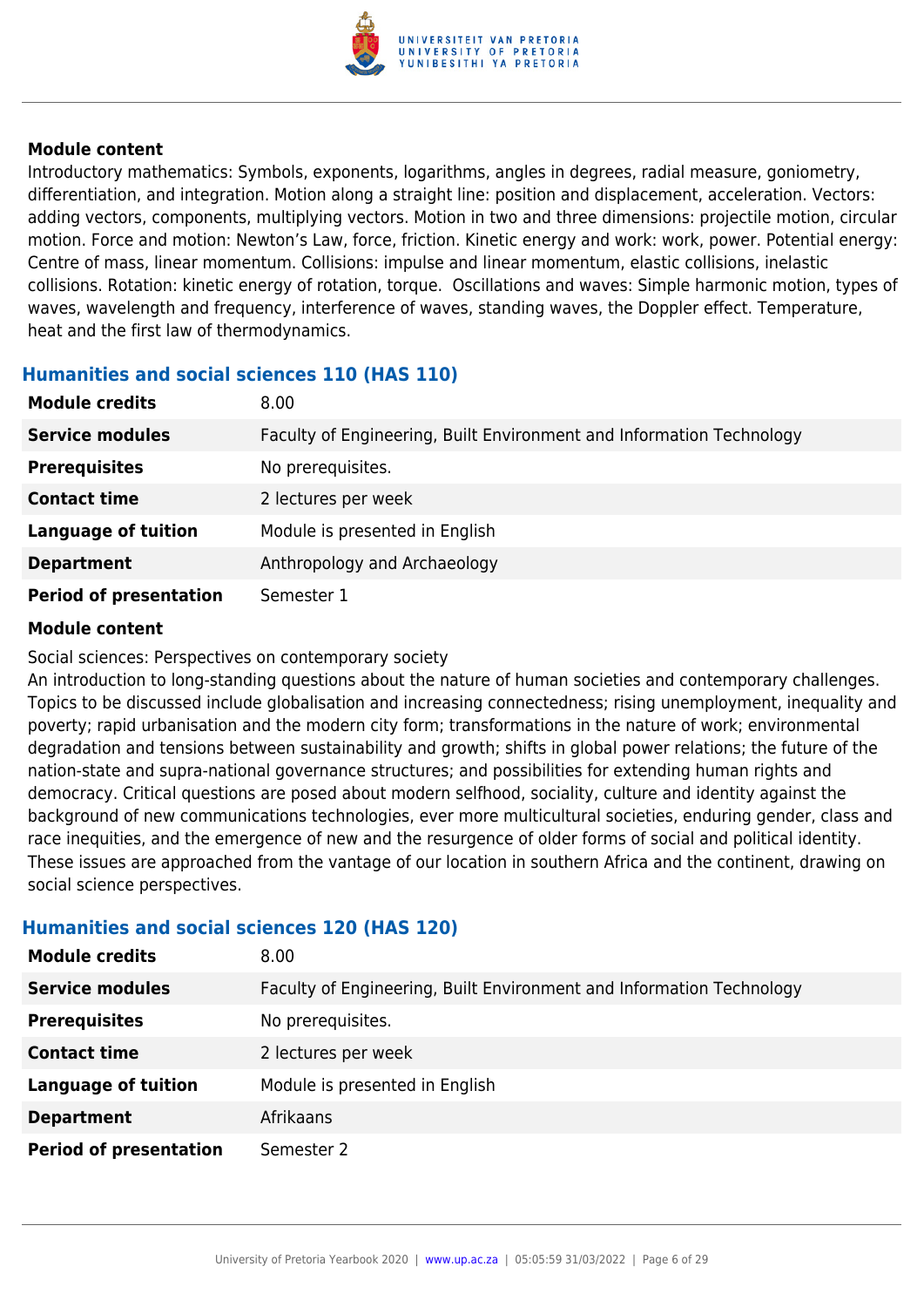**Module content**

Introductory mathematics: Symbols, exponents, logarithms, angles in degrees, radial measure, goniometry, differentiation, and integration. Motion along a straight line: position and displacement, acceleration. Vectors: adding vectors, components, multiplying vectors. Motion in two and three dimensions: projectile motion, circular motion. Force and motion: Newton's Law, force, friction. Kinetic energy and work: work, power. Potential energy: Centre of mass, linear momentum. Collisions: impulse and linear momentum, elastic collisions, inelastic collisions. Rotation: kinetic energy of rotation, torque. Oscillations and waves: Simple harmonic motion, types of waves, wavelength and frequency, interference of waves, standing waves, the Doppler effect. Temperature, heat and the first law of thermodynamics.

### Humanities and social sciences 110 (HAS 110)

| | |
|---|---|
| **Module credits** | 8.00 |
| **Service modules** | Faculty of Engineering, Built Environment and Information Technology |
| **Prerequisites** | No prerequisites. |
| **Contact time** | 2 lectures per week |
| **Language of tuition** | Module is presented in English |
| **Department** | Anthropology and Archaeology |
| **Period of presentation** | Semester 1 |

**Module content**

Social sciences: Perspectives on contemporary society
An introduction to long-standing questions about the nature of human societies and contemporary challenges. Topics to be discussed include globalisation and increasing connectedness; rising unemployment, inequality and poverty; rapid urbanisation and the modern city form; transformations in the nature of work; environmental degradation and tensions between sustainability and growth; shifts in global power relations; the future of the nation-state and supra-national governance structures; and possibilities for extending human rights and democracy. Critical questions are posed about modern selfhood, sociality, culture and identity against the background of new communications technologies, ever more multicultural societies, enduring gender, class and race inequities, and the emergence of new and the resurgence of older forms of social and political identity. These issues are approached from the vantage of our location in southern Africa and the continent, drawing on social science perspectives.

### Humanities and social sciences 120 (HAS 120)

| | |
|---|---|
| **Module credits** | 8.00 |
| **Service modules** | Faculty of Engineering, Built Environment and Information Technology |
| **Prerequisites** | No prerequisites. |
| **Contact time** | 2 lectures per week |
| **Language of tuition** | Module is presented in English |
| **Department** | Afrikaans |
| **Period of presentation** | Semester 2 |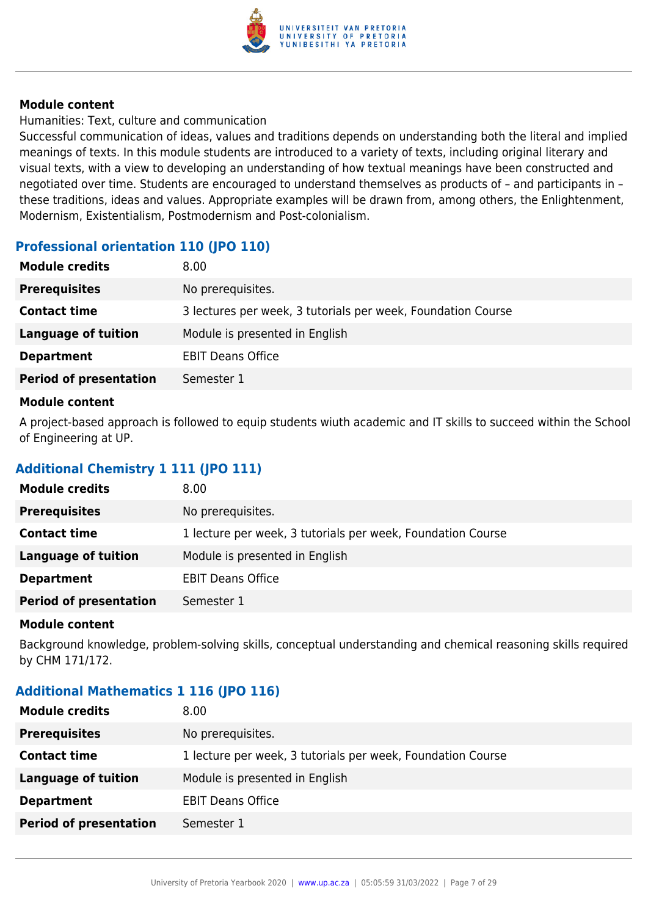**Module content**

Humanities: Text, culture and communication

Successful communication of ideas, values and traditions depends on understanding both the literal and implied meanings of texts. In this module students are introduced to a variety of texts, including original literary and visual texts, with a view to developing an understanding of how textual meanings have been constructed and negotiated over time. Students are encouraged to understand themselves as products of – and participants in – these traditions, ideas and values. Appropriate examples will be drawn from, among others, the Enlightenment, Modernism, Existentialism, Postmodernism and Post-colonialism.

### Professional orientation 110 (JPO 110)

| | |
|---|---|
| **Module credits** | 8.00 |
| **Prerequisites** | No prerequisites. |
| **Contact time** | 3 lectures per week, 3 tutorials per week, Foundation Course |
| **Language of tuition** | Module is presented in English |
| **Department** | EBIT Deans Office |
| **Period of presentation** | Semester 1 |

**Module content**

A project-based approach is followed to equip students wiuth academic and IT skills to succeed within the School of Engineering at UP.

### Additional Chemistry 1 111 (JPO 111)

| | |
|---|---|
| **Module credits** | 8.00 |
| **Prerequisites** | No prerequisites. |
| **Contact time** | 1 lecture per week, 3 tutorials per week, Foundation Course |
| **Language of tuition** | Module is presented in English |
| **Department** | EBIT Deans Office |
| **Period of presentation** | Semester 1 |

**Module content**

Background knowledge, problem-solving skills, conceptual understanding and chemical reasoning skills required by CHM 171/172.

### Additional Mathematics 1 116 (JPO 116)

| | |
|---|---|
| **Module credits** | 8.00 |
| **Prerequisites** | No prerequisites. |
| **Contact time** | 1 lecture per week, 3 tutorials per week, Foundation Course |
| **Language of tuition** | Module is presented in English |
| **Department** | EBIT Deans Office |
| **Period of presentation** | Semester 1 |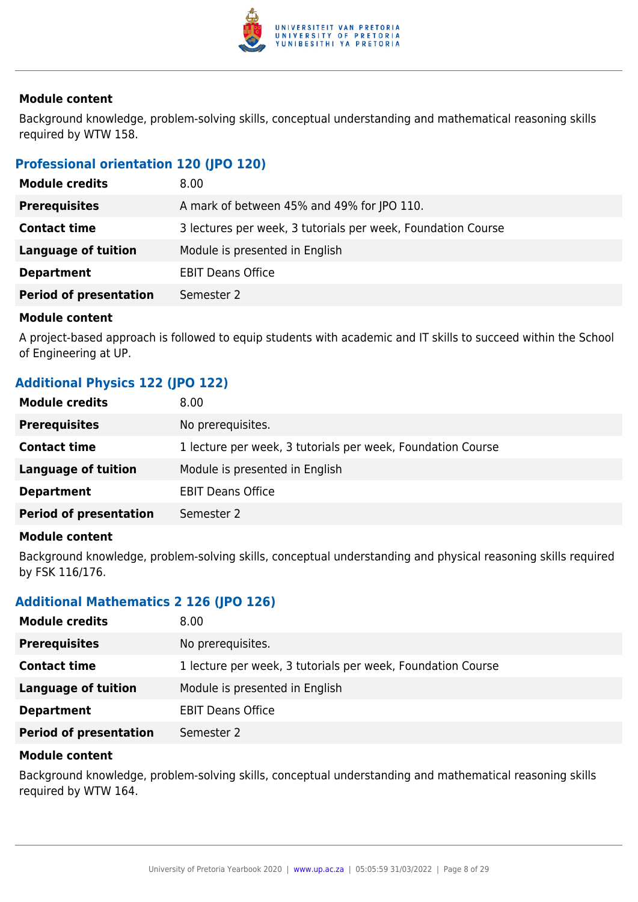**Module content**

Background knowledge, problem-solving skills, conceptual understanding and mathematical reasoning skills required by WTW 158.

### Professional orientation 120 (JPO 120)

| | |
|---|---|
| **Module credits** | 8.00 |
| **Prerequisites** | A mark of between 45% and 49% for JPO 110. |
| **Contact time** | 3 lectures per week, 3 tutorials per week, Foundation Course |
| **Language of tuition** | Module is presented in English |
| **Department** | EBIT Deans Office |
| **Period of presentation** | Semester 2 |

**Module content**

A project-based approach is followed to equip students with academic and IT skills to succeed within the School of Engineering at UP.

### Additional Physics 122 (JPO 122)

| | |
|---|---|
| **Module credits** | 8.00 |
| **Prerequisites** | No prerequisites. |
| **Contact time** | 1 lecture per week, 3 tutorials per week, Foundation Course |
| **Language of tuition** | Module is presented in English |
| **Department** | EBIT Deans Office |
| **Period of presentation** | Semester 2 |

**Module content**

Background knowledge, problem-solving skills, conceptual understanding and physical reasoning skills required by FSK 116/176.

### Additional Mathematics 2 126 (JPO 126)

| | |
|---|---|
| **Module credits** | 8.00 |
| **Prerequisites** | No prerequisites. |
| **Contact time** | 1 lecture per week, 3 tutorials per week, Foundation Course |
| **Language of tuition** | Module is presented in English |
| **Department** | EBIT Deans Office |
| **Period of presentation** | Semester 2 |

**Module content**

Background knowledge, problem-solving skills, conceptual understanding and mathematical reasoning skills required by WTW 164.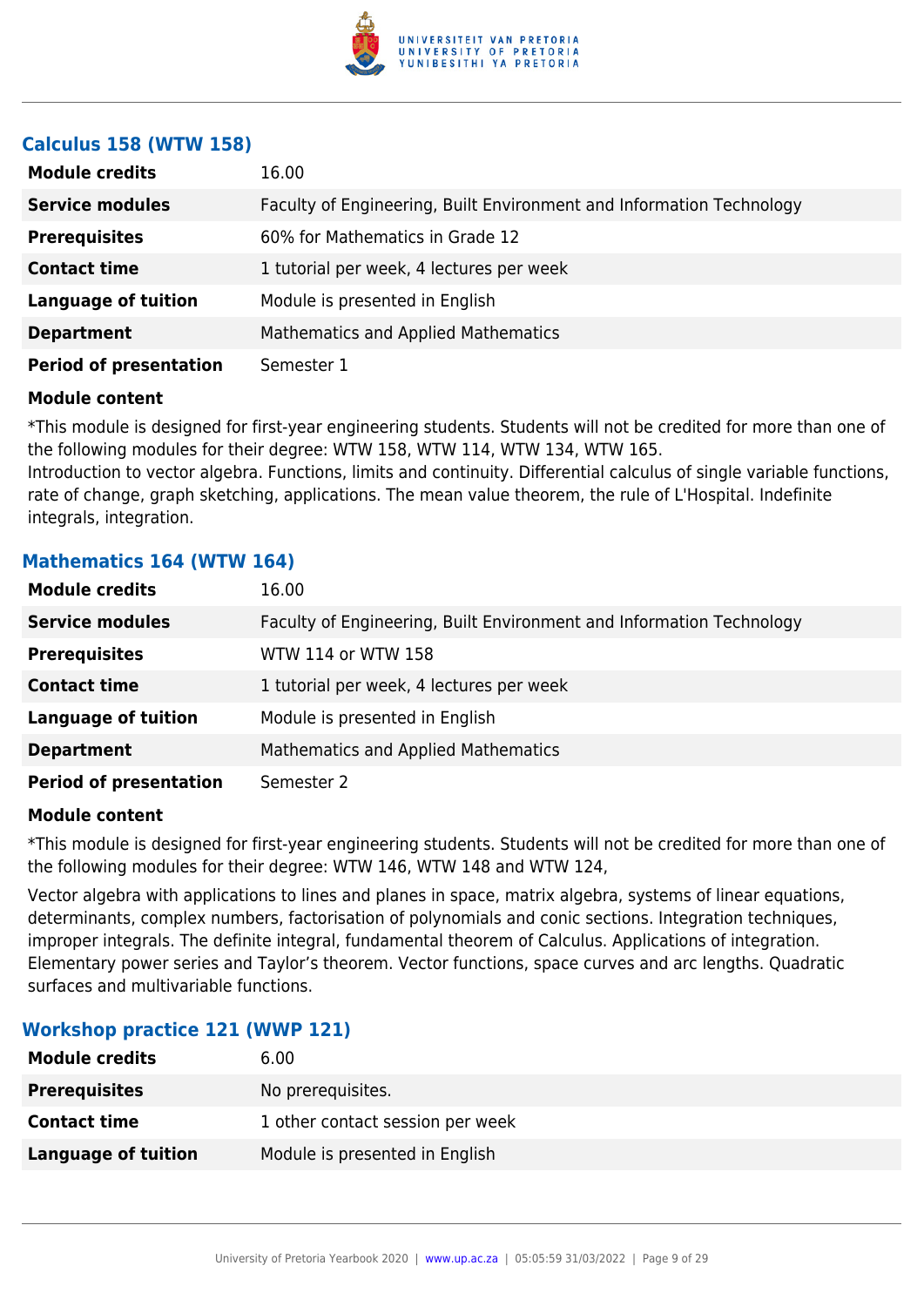### Calculus 158 (WTW 158)

| | |
|---|---|
| **Module credits** | 16.00 |
| **Service modules** | Faculty of Engineering, Built Environment and Information Technology |
| **Prerequisites** | 60% for Mathematics in Grade 12 |
| **Contact time** | 1 tutorial per week, 4 lectures per week |
| **Language of tuition** | Module is presented in English |
| **Department** | Mathematics and Applied Mathematics |
| **Period of presentation** | Semester 1 |

**Module content**

*This module is designed for first-year engineering students. Students will not be credited for more than one of the following modules for their degree: WTW 158, WTW 114, WTW 134, WTW 165.
Introduction to vector algebra. Functions, limits and continuity. Differential calculus of single variable functions, rate of change, graph sketching, applications. The mean value theorem, the rule of L'Hospital. Indefinite integrals, integration.

### Mathematics 164 (WTW 164)

| | |
|---|---|
| **Module credits** | 16.00 |
| **Service modules** | Faculty of Engineering, Built Environment and Information Technology |
| **Prerequisites** | WTW 114 or WTW 158 |
| **Contact time** | 1 tutorial per week, 4 lectures per week |
| **Language of tuition** | Module is presented in English |
| **Department** | Mathematics and Applied Mathematics |
| **Period of presentation** | Semester 2 |

**Module content**

*This module is designed for first-year engineering students. Students will not be credited for more than one of the following modules for their degree: WTW 146, WTW 148 and WTW 124,

Vector algebra with applications to lines and planes in space, matrix algebra, systems of linear equations, determinants, complex numbers, factorisation of polynomials and conic sections. Integration techniques, improper integrals. The definite integral, fundamental theorem of Calculus. Applications of integration. Elementary power series and Taylor's theorem. Vector functions, space curves and arc lengths. Quadratic surfaces and multivariable functions.

### Workshop practice 121 (WWP 121)

| | |
|---|---|
| **Module credits** | 6.00 |
| **Prerequisites** | No prerequisites. |
| **Contact time** | 1 other contact session per week |
| **Language of tuition** | Module is presented in English |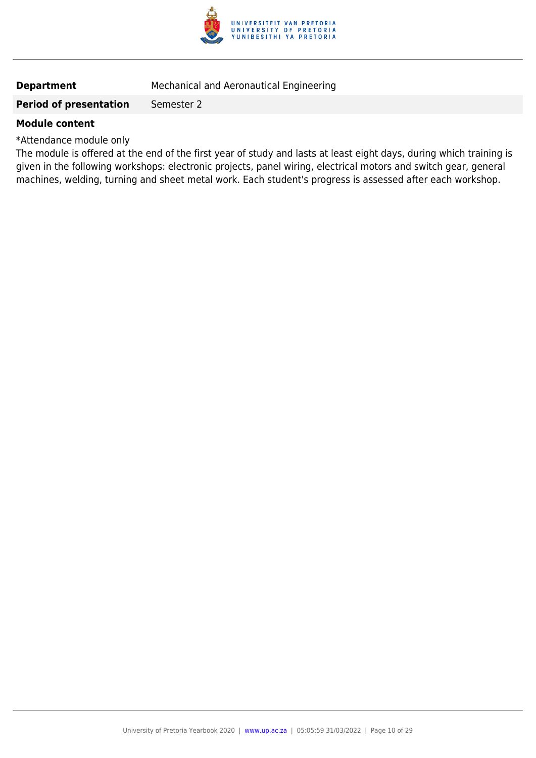| **Department** | Mechanical and Aeronautical Engineering |
| --- | --- |
| **Period of presentation** | Semester 2 |

**Module content**

*Attendance module only

The module is offered at the end of the first year of study and lasts at least eight days, during which training is given in the following workshops: electronic projects, panel wiring, electrical motors and switch gear, general machines, welding, turning and sheet metal work. Each student's progress is assessed after each workshop.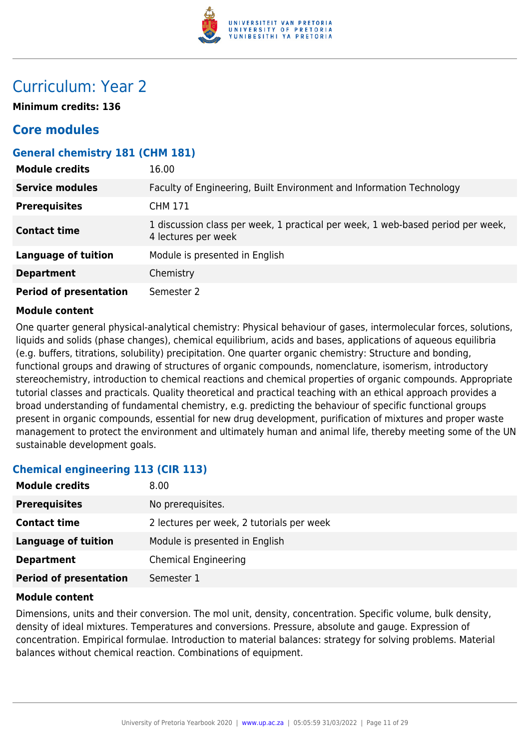# Curriculum: Year 2

**Minimum credits: 136**

## Core modules

### General chemistry 181 (CHM 181)

| | |
|---|---|
| **Module credits** | 16.00 |
| **Service modules** | Faculty of Engineering, Built Environment and Information Technology |
| **Prerequisites** | CHM 171 |
| **Contact time** | 1 discussion class per week, 1 practical per week, 1 web-based period per week, 4 lectures per week |
| **Language of tuition** | Module is presented in English |
| **Department** | Chemistry |
| **Period of presentation** | Semester 2 |

**Module content**

One quarter general physical-analytical chemistry: Physical behaviour of gases, intermolecular forces, solutions, liquids and solids (phase changes), chemical equilibrium, acids and bases, applications of aqueous equilibria (e.g. buffers, titrations, solubility) precipitation. One quarter organic chemistry: Structure and bonding, functional groups and drawing of structures of organic compounds, nomenclature, isomerism, introductory stereochemistry, introduction to chemical reactions and chemical properties of organic compounds. Appropriate tutorial classes and practicals. Quality theoretical and practical teaching with an ethical approach provides a broad understanding of fundamental chemistry, e.g. predicting the behaviour of specific functional groups present in organic compounds, essential for new drug development, purification of mixtures and proper waste management to protect the environment and ultimately human and animal life, thereby meeting some of the UN sustainable development goals.

### Chemical engineering 113 (CIR 113)

| | |
|---|---|
| **Module credits** | 8.00 |
| **Prerequisites** | No prerequisites. |
| **Contact time** | 2 lectures per week, 2 tutorials per week |
| **Language of tuition** | Module is presented in English |
| **Department** | Chemical Engineering |
| **Period of presentation** | Semester 1 |

**Module content**

Dimensions, units and their conversion. The mol unit, density, concentration. Specific volume, bulk density, density of ideal mixtures. Temperatures and conversions. Pressure, absolute and gauge. Expression of concentration. Empirical formulae. Introduction to material balances: strategy for solving problems. Material balances without chemical reaction. Combinations of equipment.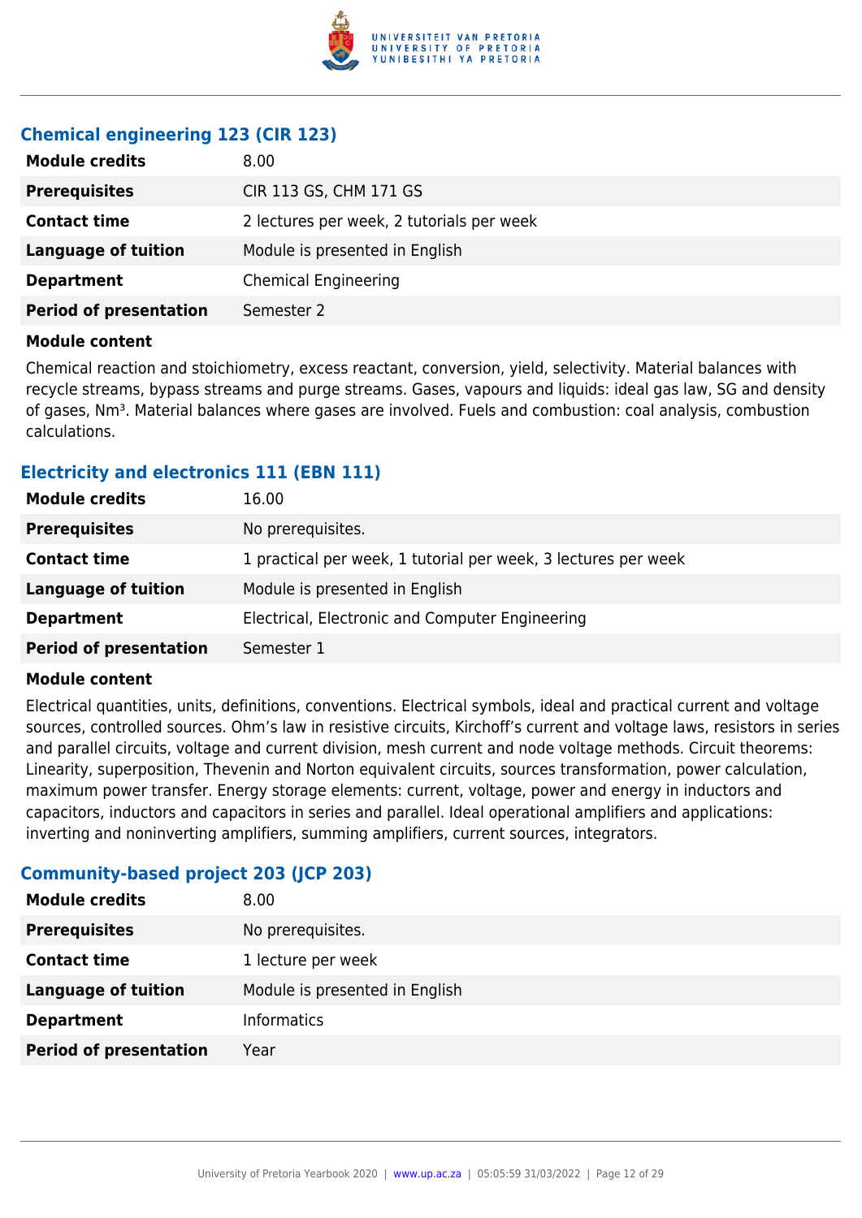### Chemical engineering 123 (CIR 123)

| | |
|---|---|
| **Module credits** | 8.00 |
| **Prerequisites** | CIR 113 GS, CHM 171 GS |
| **Contact time** | 2 lectures per week, 2 tutorials per week |
| **Language of tuition** | Module is presented in English |
| **Department** | Chemical Engineering |
| **Period of presentation** | Semester 2 |

**Module content**

Chemical reaction and stoichiometry, excess reactant, conversion, yield, selectivity. Material balances with recycle streams, bypass streams and purge streams. Gases, vapours and liquids: ideal gas law, SG and density of gases, $Nm^3$. Material balances where gases are involved. Fuels and combustion: coal analysis, combustion calculations.

### Electricity and electronics 111 (EBN 111)

| | |
|---|---|
| **Module credits** | 16.00 |
| **Prerequisites** | No prerequisites. |
| **Contact time** | 1 practical per week, 1 tutorial per week, 3 lectures per week |
| **Language of tuition** | Module is presented in English |
| **Department** | Electrical, Electronic and Computer Engineering |
| **Period of presentation** | Semester 1 |

**Module content**

Electrical quantities, units, definitions, conventions. Electrical symbols, ideal and practical current and voltage sources, controlled sources. Ohm's law in resistive circuits, Kirchoff's current and voltage laws, resistors in series and parallel circuits, voltage and current division, mesh current and node voltage methods. Circuit theorems: Linearity, superposition, Thevenin and Norton equivalent circuits, sources transformation, power calculation, maximum power transfer. Energy storage elements: current, voltage, power and energy in inductors and capacitors, inductors and capacitors in series and parallel. Ideal operational amplifiers and applications: inverting and noninverting amplifiers, summing amplifiers, current sources, integrators.

### Community-based project 203 (JCP 203)

| | |
|---|---|
| **Module credits** | 8.00 |
| **Prerequisites** | No prerequisites. |
| **Contact time** | 1 lecture per week |
| **Language of tuition** | Module is presented in English |
| **Department** | Informatics |
| **Period of presentation** | Year |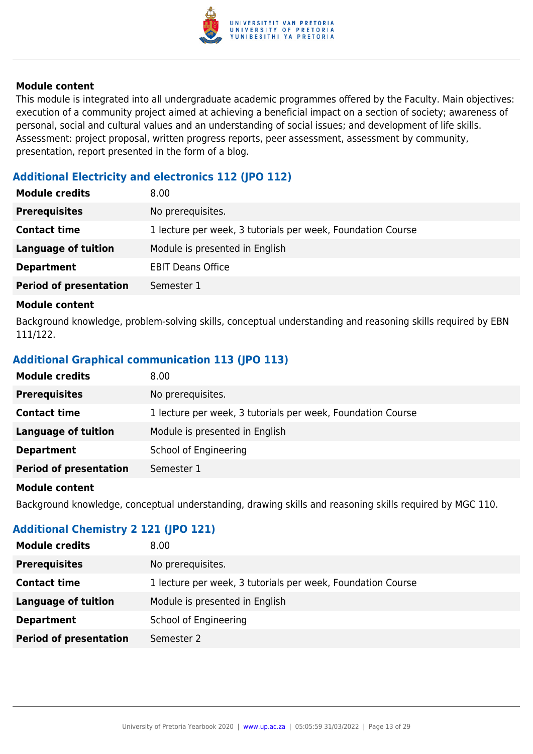**Module content**

This module is integrated into all undergraduate academic programmes offered by the Faculty. Main objectives: execution of a community project aimed at achieving a beneficial impact on a section of society; awareness of personal, social and cultural values and an understanding of social issues; and development of life skills. Assessment: project proposal, written progress reports, peer assessment, assessment by community, presentation, report presented in the form of a blog.

### Additional Electricity and electronics 112 (JPO 112)

| | |
|---|---|
| **Module credits** | 8.00 |
| **Prerequisites** | No prerequisites. |
| **Contact time** | 1 lecture per week, 3 tutorials per week, Foundation Course |
| **Language of tuition** | Module is presented in English |
| **Department** | EBIT Deans Office |
| **Period of presentation** | Semester 1 |

**Module content**

Background knowledge, problem-solving skills, conceptual understanding and reasoning skills required by EBN 111/122.

### Additional Graphical communication 113 (JPO 113)

| | |
|---|---|
| **Module credits** | 8.00 |
| **Prerequisites** | No prerequisites. |
| **Contact time** | 1 lecture per week, 3 tutorials per week, Foundation Course |
| **Language of tuition** | Module is presented in English |
| **Department** | School of Engineering |
| **Period of presentation** | Semester 1 |

**Module content**

Background knowledge, conceptual understanding, drawing skills and reasoning skills required by MGC 110.

### Additional Chemistry 2 121 (JPO 121)

| | |
|---|---|
| **Module credits** | 8.00 |
| **Prerequisites** | No prerequisites. |
| **Contact time** | 1 lecture per week, 3 tutorials per week, Foundation Course |
| **Language of tuition** | Module is presented in English |
| **Department** | School of Engineering |
| **Period of presentation** | Semester 2 |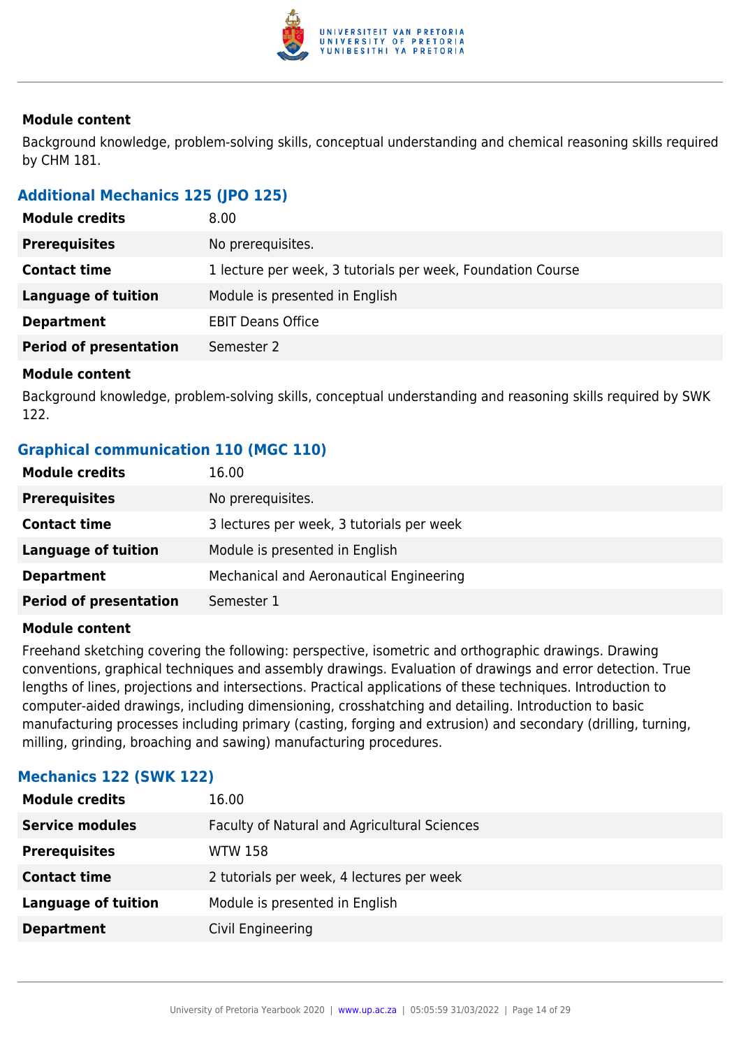#### Module content

Background knowledge, problem-solving skills, conceptual understanding and chemical reasoning skills required by CHM 181.

### Additional Mechanics 125 (JPO 125)

| | |
|---|---|
| **Module credits** | 8.00 |
| **Prerequisites** | No prerequisites. |
| **Contact time** | 1 lecture per week, 3 tutorials per week, Foundation Course |
| **Language of tuition** | Module is presented in English |
| **Department** | EBIT Deans Office |
| **Period of presentation** | Semester 2 |

#### Module content

Background knowledge, problem-solving skills, conceptual understanding and reasoning skills required by SWK 122.

### Graphical communication 110 (MGC 110)

| | |
|---|---|
| **Module credits** | 16.00 |
| **Prerequisites** | No prerequisites. |
| **Contact time** | 3 lectures per week, 3 tutorials per week |
| **Language of tuition** | Module is presented in English |
| **Department** | Mechanical and Aeronautical Engineering |
| **Period of presentation** | Semester 1 |

#### Module content

Freehand sketching covering the following: perspective, isometric and orthographic drawings. Drawing conventions, graphical techniques and assembly drawings. Evaluation of drawings and error detection. True lengths of lines, projections and intersections. Practical applications of these techniques. Introduction to computer-aided drawings, including dimensioning, crosshatching and detailing. Introduction to basic manufacturing processes including primary (casting, forging and extrusion) and secondary (drilling, turning, milling, grinding, broaching and sawing) manufacturing procedures.

### Mechanics 122 (SWK 122)

| | |
|---|---|
| **Module credits** | 16.00 |
| **Service modules** | Faculty of Natural and Agricultural Sciences |
| **Prerequisites** | WTW 158 |
| **Contact time** | 2 tutorials per week, 4 lectures per week |
| **Language of tuition** | Module is presented in English |
| **Department** | Civil Engineering |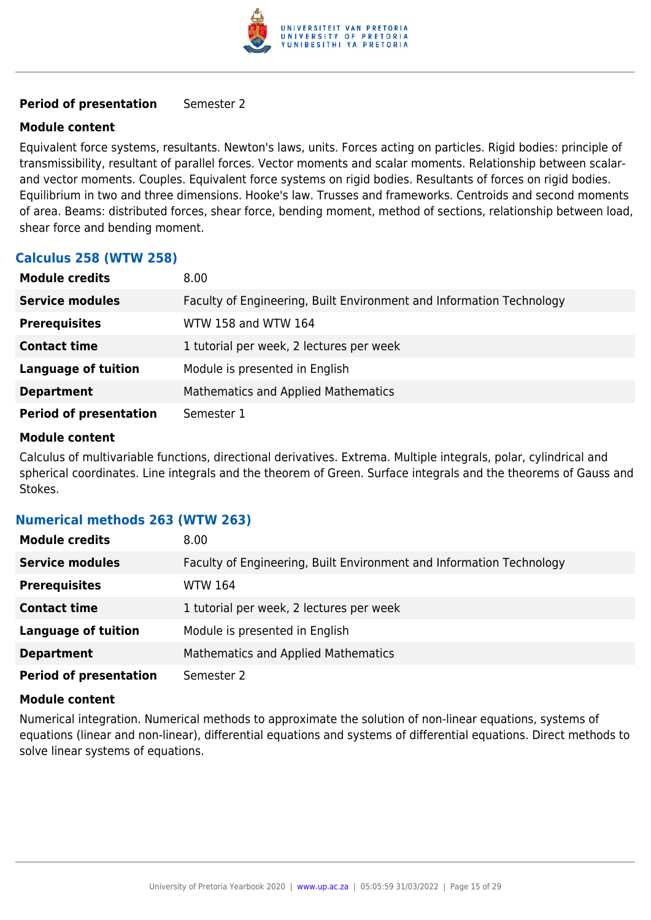| **Period of presentation** | Semester 2 |
|---|---|

**Module content**

Equivalent force systems, resultants. Newton's laws, units. Forces acting on particles. Rigid bodies: principle of transmissibility, resultant of parallel forces. Vector moments and scalar moments. Relationship between scalar- and vector moments. Couples. Equivalent force systems on rigid bodies. Resultants of forces on rigid bodies. Equilibrium in two and three dimensions. Hooke's law. Trusses and frameworks. Centroids and second moments of area. Beams: distributed forces, shear force, bending moment, method of sections, relationship between load, shear force and bending moment.

### Calculus 258 (WTW 258)

| | |
|---|---|
| **Module credits** | 8.00 |
| **Service modules** | Faculty of Engineering, Built Environment and Information Technology |
| **Prerequisites** | WTW 158 and WTW 164 |
| **Contact time** | 1 tutorial per week, 2 lectures per week |
| **Language of tuition** | Module is presented in English |
| **Department** | Mathematics and Applied Mathematics |
| **Period of presentation** | Semester 1 |

**Module content**

Calculus of multivariable functions, directional derivatives. Extrema. Multiple integrals, polar, cylindrical and spherical coordinates. Line integrals and the theorem of Green. Surface integrals and the theorems of Gauss and Stokes.

### Numerical methods 263 (WTW 263)

| | |
|---|---|
| **Module credits** | 8.00 |
| **Service modules** | Faculty of Engineering, Built Environment and Information Technology |
| **Prerequisites** | WTW 164 |
| **Contact time** | 1 tutorial per week, 2 lectures per week |
| **Language of tuition** | Module is presented in English |
| **Department** | Mathematics and Applied Mathematics |
| **Period of presentation** | Semester 2 |

**Module content**

Numerical integration. Numerical methods to approximate the solution of non-linear equations, systems of equations (linear and non-linear), differential equations and systems of differential equations. Direct methods to solve linear systems of equations.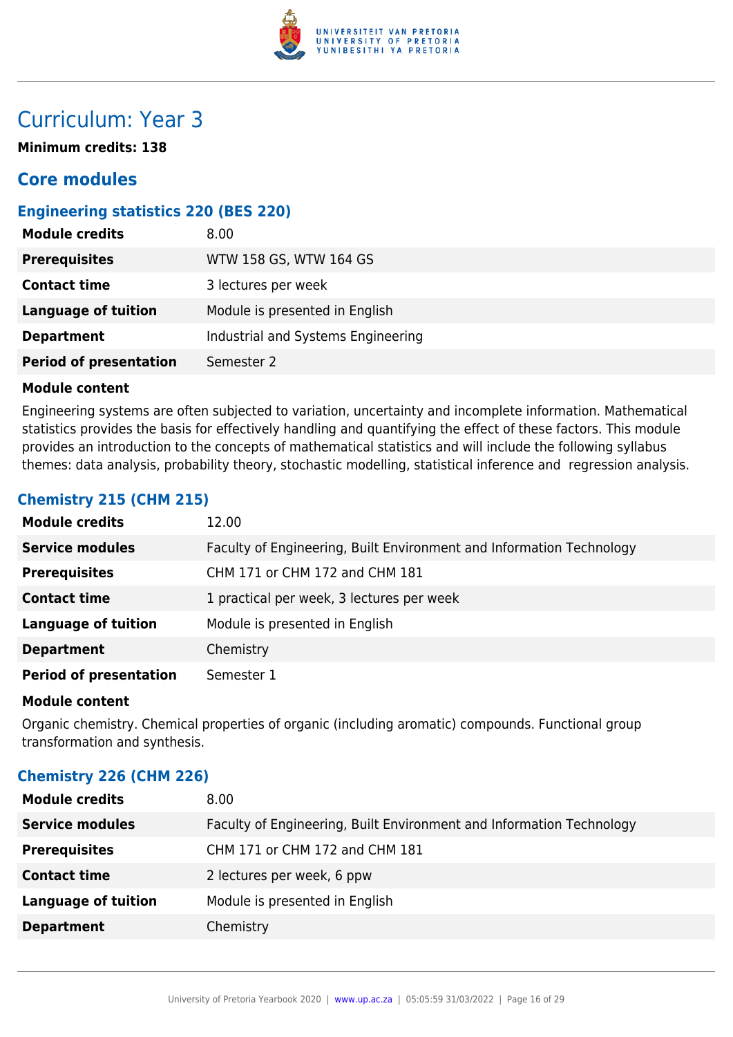# Curriculum: Year 3

**Minimum credits: 138**

## Core modules

### Engineering statistics 220 (BES 220)

| | |
|---|---|
| **Module credits** | 8.00 |
| **Prerequisites** | WTW 158 GS, WTW 164 GS |
| **Contact time** | 3 lectures per week |
| **Language of tuition** | Module is presented in English |
| **Department** | Industrial and Systems Engineering |
| **Period of presentation** | Semester 2 |

**Module content**

Engineering systems are often subjected to variation, uncertainty and incomplete information. Mathematical statistics provides the basis for effectively handling and quantifying the effect of these factors. This module provides an introduction to the concepts of mathematical statistics and will include the following syllabus themes: data analysis, probability theory, stochastic modelling, statistical inference and regression analysis.

### Chemistry 215 (CHM 215)

| | |
|---|---|
| **Module credits** | 12.00 |
| **Service modules** | Faculty of Engineering, Built Environment and Information Technology |
| **Prerequisites** | CHM 171 or CHM 172 and CHM 181 |
| **Contact time** | 1 practical per week, 3 lectures per week |
| **Language of tuition** | Module is presented in English |
| **Department** | Chemistry |
| **Period of presentation** | Semester 1 |

**Module content**

Organic chemistry. Chemical properties of organic (including aromatic) compounds. Functional group transformation and synthesis.

### Chemistry 226 (CHM 226)

| | |
|---|---|
| **Module credits** | 8.00 |
| **Service modules** | Faculty of Engineering, Built Environment and Information Technology |
| **Prerequisites** | CHM 171 or CHM 172 and CHM 181 |
| **Contact time** | 2 lectures per week, 6 ppw |
| **Language of tuition** | Module is presented in English |
| **Department** | Chemistry |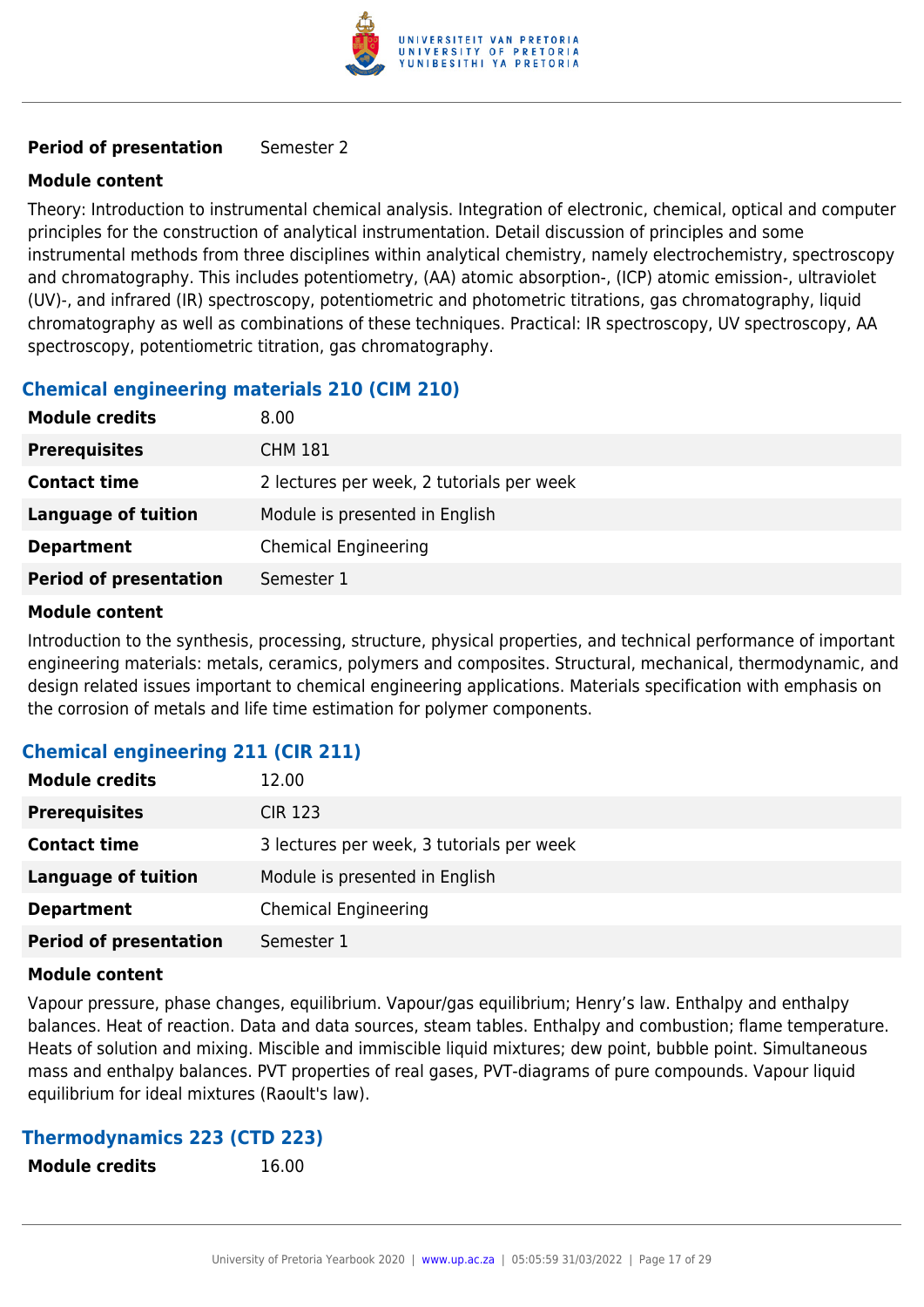| | |
|---|---|
| **Period of presentation** | Semester 2 |

**Module content**

Theory: Introduction to instrumental chemical analysis. Integration of electronic, chemical, optical and computer principles for the construction of analytical instrumentation. Detail discussion of principles and some instrumental methods from three disciplines within analytical chemistry, namely electrochemistry, spectroscopy and chromatography. This includes potentiometry, (AA) atomic absorption-, (ICP) atomic emission-, ultraviolet (UV)-, and infrared (IR) spectroscopy, potentiometric and photometric titrations, gas chromatography, liquid chromatography as well as combinations of these techniques. Practical: IR spectroscopy, UV spectroscopy, AA spectroscopy, potentiometric titration, gas chromatography.

### Chemical engineering materials 210 (CIM 210)

| | |
|---|---|
| **Module credits** | 8.00 |
| **Prerequisites** | CHM 181 |
| **Contact time** | 2 lectures per week, 2 tutorials per week |
| **Language of tuition** | Module is presented in English |
| **Department** | Chemical Engineering |
| **Period of presentation** | Semester 1 |

**Module content**

Introduction to the synthesis, processing, structure, physical properties, and technical performance of important engineering materials: metals, ceramics, polymers and composites. Structural, mechanical, thermodynamic, and design related issues important to chemical engineering applications. Materials specification with emphasis on the corrosion of metals and life time estimation for polymer components.

### Chemical engineering 211 (CIR 211)

| | |
|---|---|
| **Module credits** | 12.00 |
| **Prerequisites** | CIR 123 |
| **Contact time** | 3 lectures per week, 3 tutorials per week |
| **Language of tuition** | Module is presented in English |
| **Department** | Chemical Engineering |
| **Period of presentation** | Semester 1 |

**Module content**

Vapour pressure, phase changes, equilibrium. Vapour/gas equilibrium; Henry's law. Enthalpy and enthalpy balances. Heat of reaction. Data and data sources, steam tables. Enthalpy and combustion; flame temperature. Heats of solution and mixing. Miscible and immiscible liquid mixtures; dew point, bubble point. Simultaneous mass and enthalpy balances. PVT properties of real gases, PVT-diagrams of pure compounds. Vapour liquid equilibrium for ideal mixtures (Raoult's law).

### Thermodynamics 223 (CTD 223)

| | |
|---|---|
| **Module credits** | 16.00 |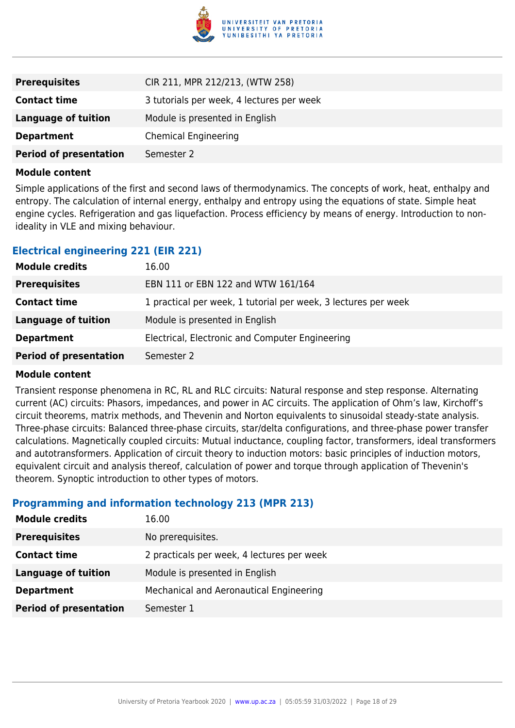| | |
|---|---|
| **Prerequisites** | CIR 211, MPR 212/213, (WTW 258) |
| **Contact time** | 3 tutorials per week, 4 lectures per week |
| **Language of tuition** | Module is presented in English |
| **Department** | Chemical Engineering |
| **Period of presentation** | Semester 2 |

**Module content**

Simple applications of the first and second laws of thermodynamics. The concepts of work, heat, enthalpy and entropy. The calculation of internal energy, enthalpy and entropy using the equations of state. Simple heat engine cycles. Refrigeration and gas liquefaction. Process efficiency by means of energy. Introduction to non-ideality in VLE and mixing behaviour.

### Electrical engineering 221 (EIR 221)

| | |
|---|---|
| **Module credits** | 16.00 |
| **Prerequisites** | EBN 111 or EBN 122 and WTW 161/164 |
| **Contact time** | 1 practical per week, 1 tutorial per week, 3 lectures per week |
| **Language of tuition** | Module is presented in English |
| **Department** | Electrical, Electronic and Computer Engineering |
| **Period of presentation** | Semester 2 |

**Module content**

Transient response phenomena in RC, RL and RLC circuits: Natural response and step response. Alternating current (AC) circuits: Phasors, impedances, and power in AC circuits. The application of Ohm's law, Kirchoff's circuit theorems, matrix methods, and Thevenin and Norton equivalents to sinusoidal steady-state analysis. Three-phase circuits: Balanced three-phase circuits, star/delta configurations, and three-phase power transfer calculations. Magnetically coupled circuits: Mutual inductance, coupling factor, transformers, ideal transformers and autotransformers. Application of circuit theory to induction motors: basic principles of induction motors, equivalent circuit and analysis thereof, calculation of power and torque through application of Thevenin's theorem. Synoptic introduction to other types of motors.

### Programming and information technology 213 (MPR 213)

| | |
|---|---|
| **Module credits** | 16.00 |
| **Prerequisites** | No prerequisites. |
| **Contact time** | 2 practicals per week, 4 lectures per week |
| **Language of tuition** | Module is presented in English |
| **Department** | Mechanical and Aeronautical Engineering |
| **Period of presentation** | Semester 1 |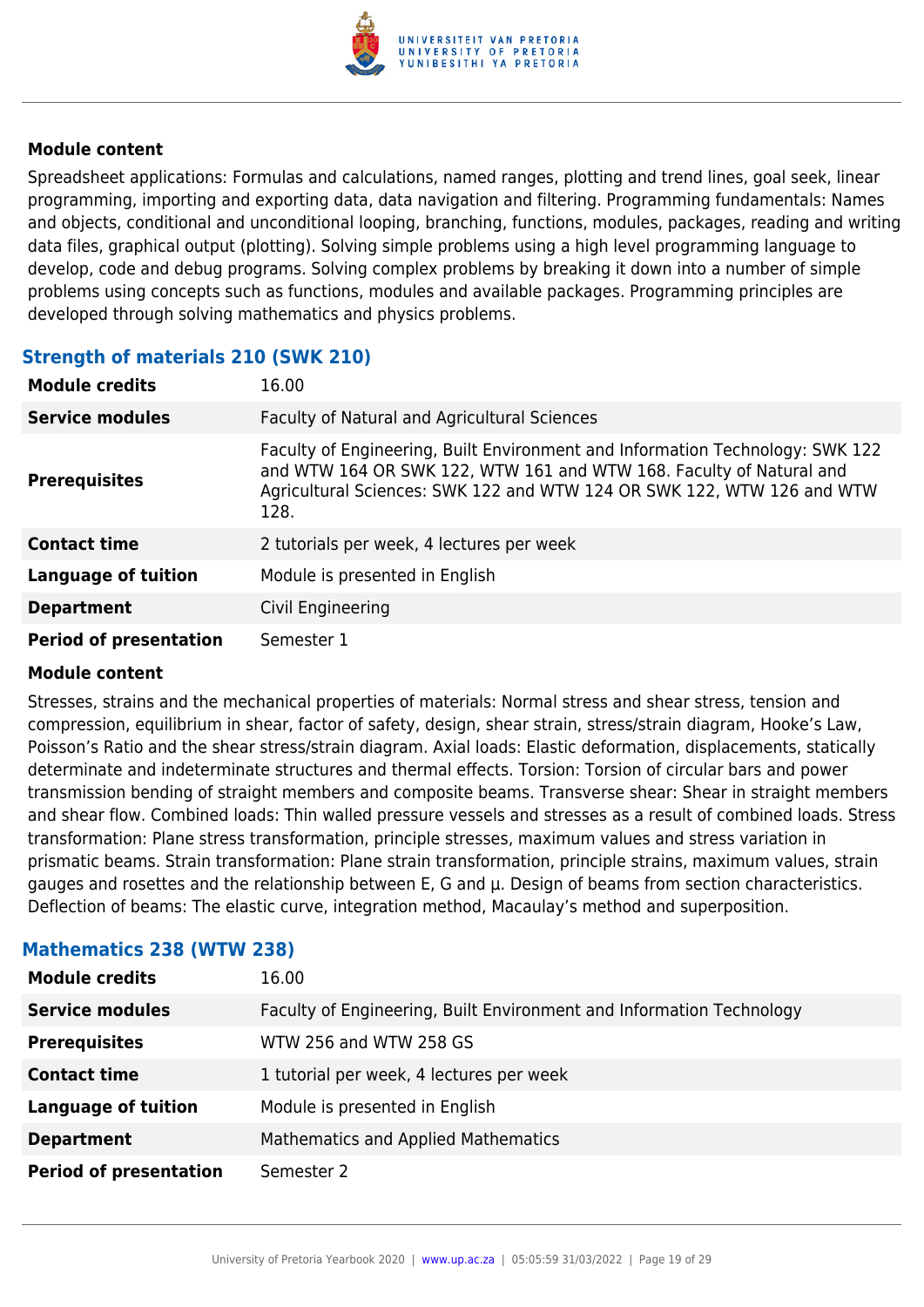#### Module content

Spreadsheet applications: Formulas and calculations, named ranges, plotting and trend lines, goal seek, linear programming, importing and exporting data, data navigation and filtering. Programming fundamentals: Names and objects, conditional and unconditional looping, branching, functions, modules, packages, reading and writing data files, graphical output (plotting). Solving simple problems using a high level programming language to develop, code and debug programs. Solving complex problems by breaking it down into a number of simple problems using concepts such as functions, modules and available packages. Programming principles are developed through solving mathematics and physics problems.

### Strength of materials 210 (SWK 210)

| | |
|---|---|
| **Module credits** | 16.00 |
| **Service modules** | Faculty of Natural and Agricultural Sciences |
| **Prerequisites** | Faculty of Engineering, Built Environment and Information Technology: SWK 122 and WTW 164 OR SWK 122, WTW 161 and WTW 168. Faculty of Natural and Agricultural Sciences: SWK 122 and WTW 124 OR SWK 122, WTW 126 and WTW 128. |
| **Contact time** | 2 tutorials per week, 4 lectures per week |
| **Language of tuition** | Module is presented in English |
| **Department** | Civil Engineering |
| **Period of presentation** | Semester 1 |

#### Module content

Stresses, strains and the mechanical properties of materials: Normal stress and shear stress, tension and compression, equilibrium in shear, factor of safety, design, shear strain, stress/strain diagram, Hooke's Law, Poisson's Ratio and the shear stress/strain diagram. Axial loads: Elastic deformation, displacements, statically determinate and indeterminate structures and thermal effects. Torsion: Torsion of circular bars and power transmission bending of straight members and composite beams. Transverse shear: Shear in straight members and shear flow. Combined loads: Thin walled pressure vessels and stresses as a result of combined loads. Stress transformation: Plane stress transformation, principle stresses, maximum values and stress variation in prismatic beams. Strain transformation: Plane strain transformation, principle strains, maximum values, strain gauges and rosettes and the relationship between E, G and µ. Design of beams from section characteristics. Deflection of beams: The elastic curve, integration method, Macaulay's method and superposition.

### Mathematics 238 (WTW 238)

| | |
|---|---|
| **Module credits** | 16.00 |
| **Service modules** | Faculty of Engineering, Built Environment and Information Technology |
| **Prerequisites** | WTW 256 and WTW 258 GS |
| **Contact time** | 1 tutorial per week, 4 lectures per week |
| **Language of tuition** | Module is presented in English |
| **Department** | Mathematics and Applied Mathematics |
| **Period of presentation** | Semester 2 |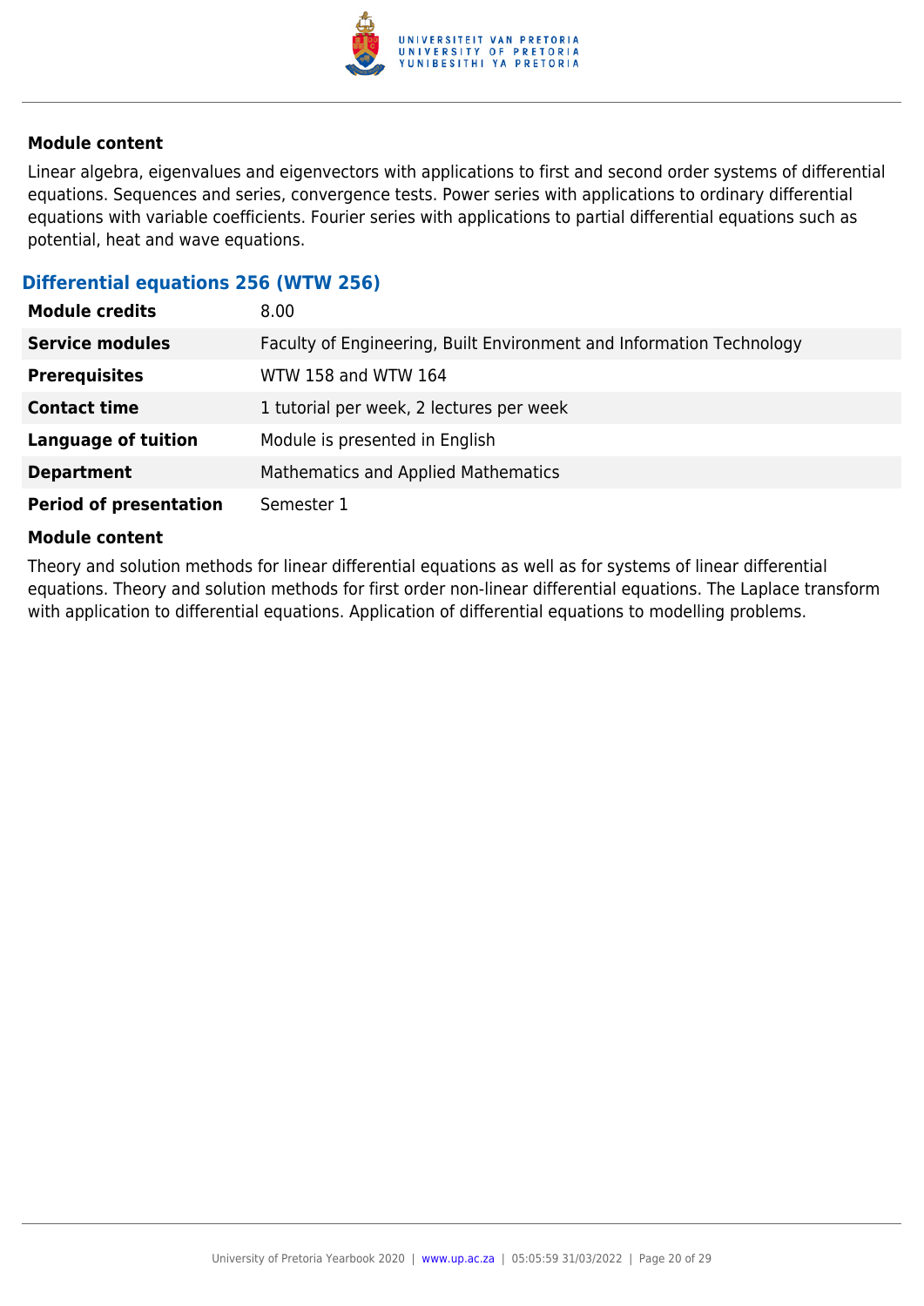**Module content**

Linear algebra, eigenvalues and eigenvectors with applications to first and second order systems of differential equations. Sequences and series, convergence tests. Power series with applications to ordinary differential equations with variable coefficients. Fourier series with applications to partial differential equations such as potential, heat and wave equations.

### Differential equations 256 (WTW 256)

| | |
|---|---|
| **Module credits** | 8.00 |
| **Service modules** | Faculty of Engineering, Built Environment and Information Technology |
| **Prerequisites** | WTW 158 and WTW 164 |
| **Contact time** | 1 tutorial per week, 2 lectures per week |
| **Language of tuition** | Module is presented in English |
| **Department** | Mathematics and Applied Mathematics |
| **Period of presentation** | Semester 1 |

**Module content**

Theory and solution methods for linear differential equations as well as for systems of linear differential equations. Theory and solution methods for first order non-linear differential equations. The Laplace transform with application to differential equations. Application of differential equations to modelling problems.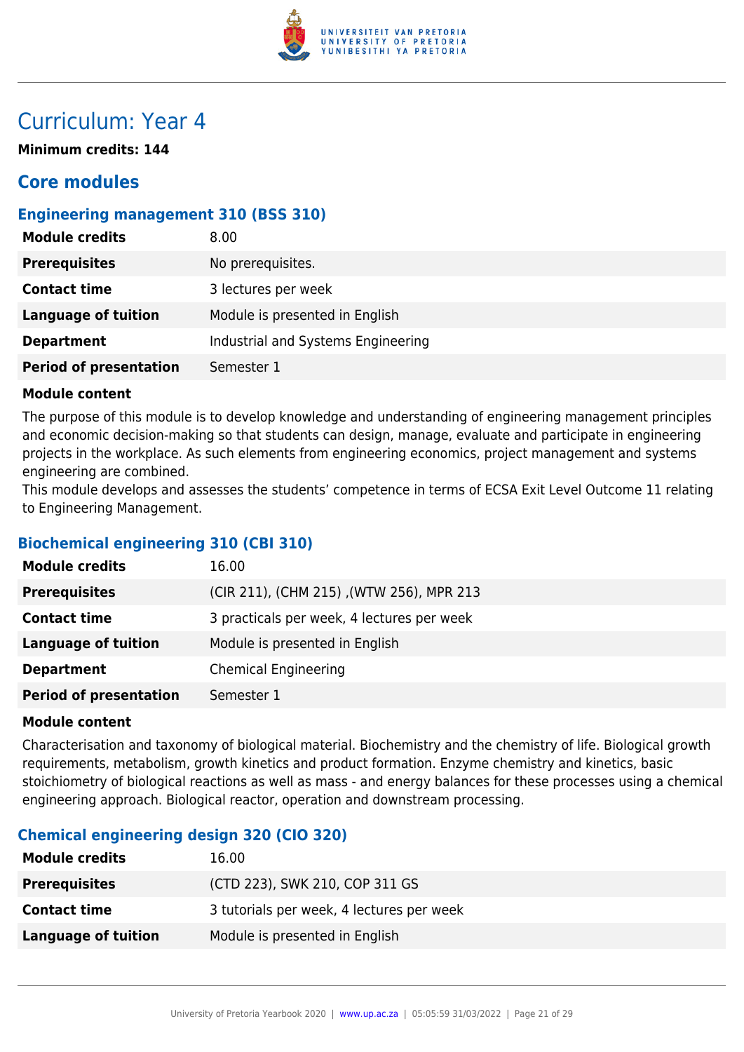# Curriculum: Year 4

**Minimum credits: 144**

## Core modules

### Engineering management 310 (BSS 310)

| | |
|---|---|
| **Module credits** | 8.00 |
| **Prerequisites** | No prerequisites. |
| **Contact time** | 3 lectures per week |
| **Language of tuition** | Module is presented in English |
| **Department** | Industrial and Systems Engineering |
| **Period of presentation** | Semester 1 |

**Module content**

The purpose of this module is to develop knowledge and understanding of engineering management principles and economic decision-making so that students can design, manage, evaluate and participate in engineering projects in the workplace. As such elements from engineering economics, project management and systems engineering are combined.
This module develops and assesses the students' competence in terms of ECSA Exit Level Outcome 11 relating to Engineering Management.

### Biochemical engineering 310 (CBI 310)

| | |
|---|---|
| **Module credits** | 16.00 |
| **Prerequisites** | (CIR 211), (CHM 215) ,(WTW 256), MPR 213 |
| **Contact time** | 3 practicals per week, 4 lectures per week |
| **Language of tuition** | Module is presented in English |
| **Department** | Chemical Engineering |
| **Period of presentation** | Semester 1 |

**Module content**

Characterisation and taxonomy of biological material. Biochemistry and the chemistry of life. Biological growth requirements, metabolism, growth kinetics and product formation. Enzyme chemistry and kinetics, basic stoichiometry of biological reactions as well as mass - and energy balances for these processes using a chemical engineering approach. Biological reactor, operation and downstream processing.

### Chemical engineering design 320 (CIO 320)

| | |
|---|---|
| **Module credits** | 16.00 |
| **Prerequisites** | (CTD 223), SWK 210, COP 311 GS |
| **Contact time** | 3 tutorials per week, 4 lectures per week |
| **Language of tuition** | Module is presented in English |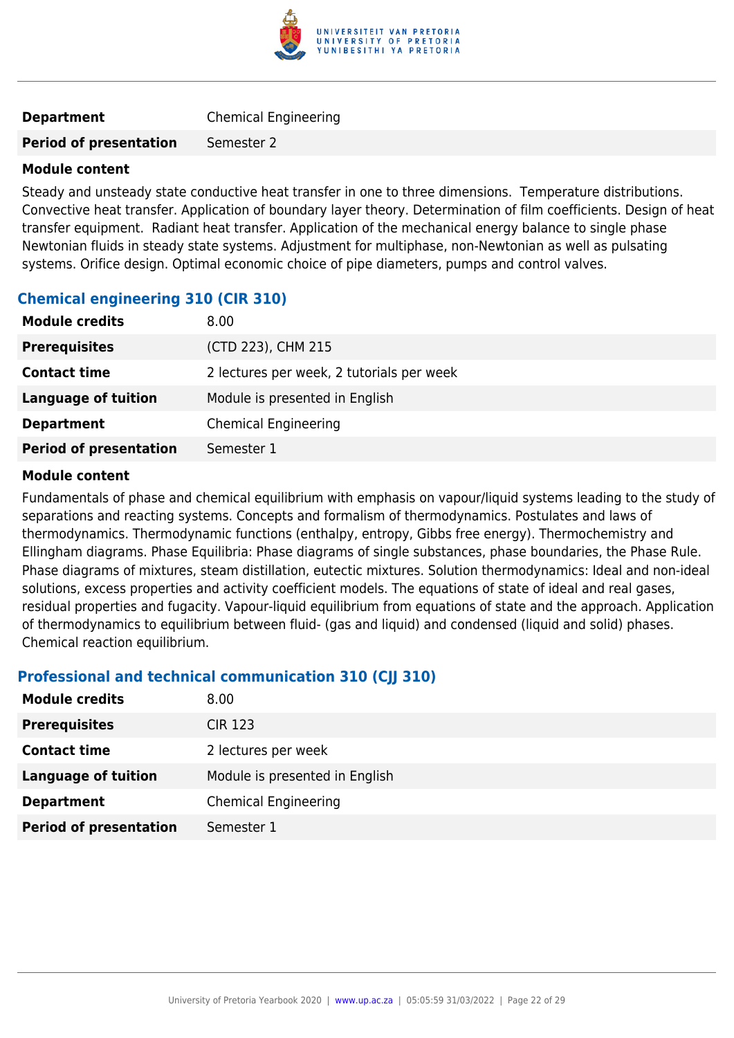| | |
|---|---|
| **Department** | Chemical Engineering |
| **Period of presentation** | Semester 2 |

**Module content**

Steady and unsteady state conductive heat transfer in one to three dimensions. Temperature distributions. Convective heat transfer. Application of boundary layer theory. Determination of film coefficients. Design of heat transfer equipment. Radiant heat transfer. Application of the mechanical energy balance to single phase Newtonian fluids in steady state systems. Adjustment for multiphase, non-Newtonian as well as pulsating systems. Orifice design. Optimal economic choice of pipe diameters, pumps and control valves.

### Chemical engineering 310 (CIR 310)

| | |
|---|---|
| **Module credits** | 8.00 |
| **Prerequisites** | (CTD 223), CHM 215 |
| **Contact time** | 2 lectures per week, 2 tutorials per week |
| **Language of tuition** | Module is presented in English |
| **Department** | Chemical Engineering |
| **Period of presentation** | Semester 1 |

**Module content**

Fundamentals of phase and chemical equilibrium with emphasis on vapour/liquid systems leading to the study of separations and reacting systems. Concepts and formalism of thermodynamics. Postulates and laws of thermodynamics. Thermodynamic functions (enthalpy, entropy, Gibbs free energy). Thermochemistry and Ellingham diagrams. Phase Equilibria: Phase diagrams of single substances, phase boundaries, the Phase Rule. Phase diagrams of mixtures, steam distillation, eutectic mixtures. Solution thermodynamics: Ideal and non-ideal solutions, excess properties and activity coefficient models. The equations of state of ideal and real gases, residual properties and fugacity. Vapour-liquid equilibrium from equations of state and the approach. Application of thermodynamics to equilibrium between fluid- (gas and liquid) and condensed (liquid and solid) phases. Chemical reaction equilibrium.

### Professional and technical communication 310 (CJJ 310)

| | |
|---|---|
| **Module credits** | 8.00 |
| **Prerequisites** | CIR 123 |
| **Contact time** | 2 lectures per week |
| **Language of tuition** | Module is presented in English |
| **Department** | Chemical Engineering |
| **Period of presentation** | Semester 1 |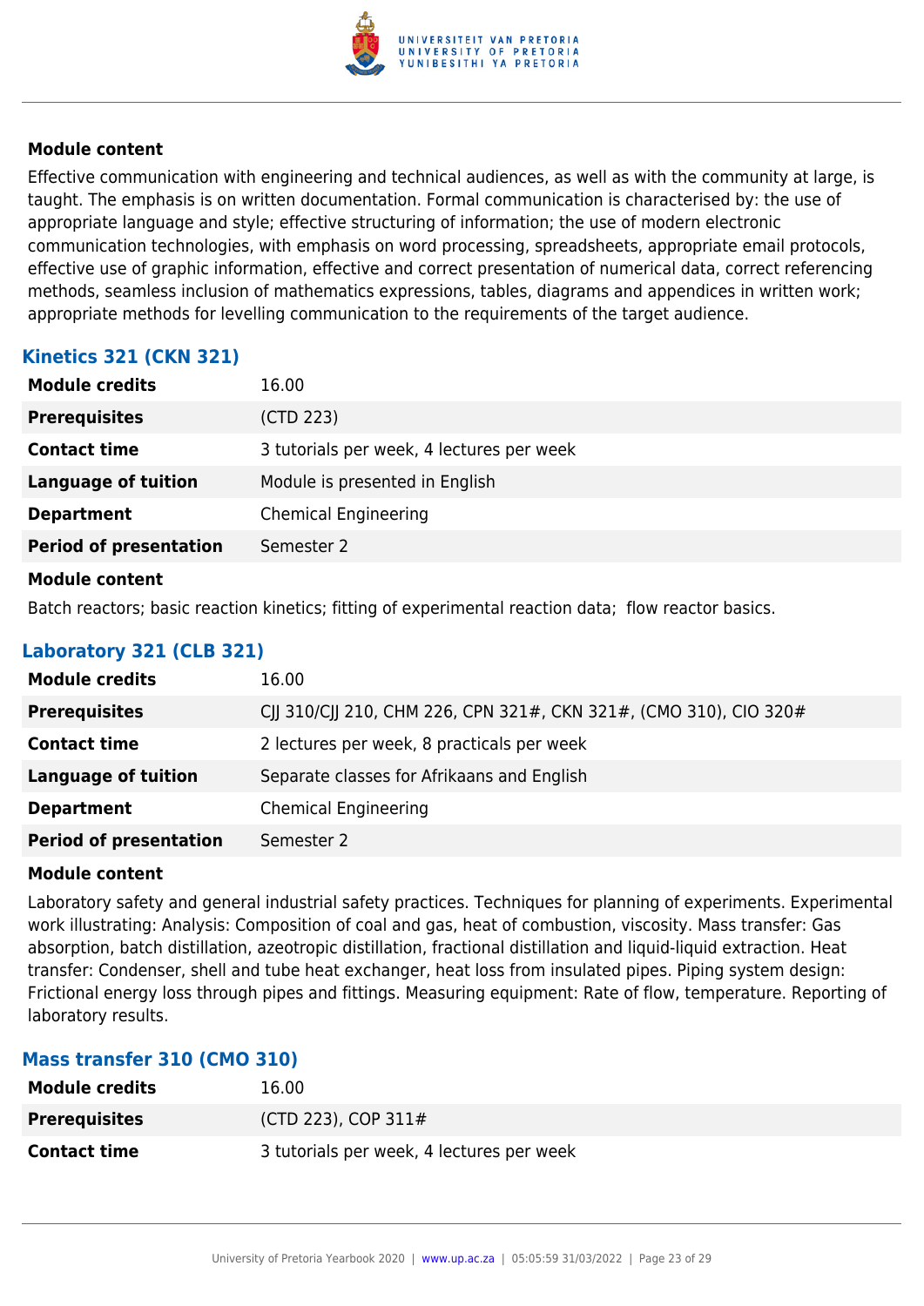#### Module content

Effective communication with engineering and technical audiences, as well as with the community at large, is taught. The emphasis is on written documentation. Formal communication is characterised by: the use of appropriate language and style; effective structuring of information; the use of modern electronic communication technologies, with emphasis on word processing, spreadsheets, appropriate email protocols, effective use of graphic information, effective and correct presentation of numerical data, correct referencing methods, seamless inclusion of mathematics expressions, tables, diagrams and appendices in written work; appropriate methods for levelling communication to the requirements of the target audience.

### Kinetics 321 (CKN 321)

| | |
|---|---|
| **Module credits** | 16.00 |
| **Prerequisites** | (CTD 223) |
| **Contact time** | 3 tutorials per week, 4 lectures per week |
| **Language of tuition** | Module is presented in English |
| **Department** | Chemical Engineering |
| **Period of presentation** | Semester 2 |

#### Module content

Batch reactors; basic reaction kinetics; fitting of experimental reaction data; flow reactor basics.

### Laboratory 321 (CLB 321)

| | |
|---|---|
| **Module credits** | 16.00 |
| **Prerequisites** | CJJ 310/CJJ 210, CHM 226, CPN 321#, CKN 321#, (CMO 310), CIO 320# |
| **Contact time** | 2 lectures per week, 8 practicals per week |
| **Language of tuition** | Separate classes for Afrikaans and English |
| **Department** | Chemical Engineering |
| **Period of presentation** | Semester 2 |

#### Module content

Laboratory safety and general industrial safety practices. Techniques for planning of experiments. Experimental work illustrating: Analysis: Composition of coal and gas, heat of combustion, viscosity. Mass transfer: Gas absorption, batch distillation, azeotropic distillation, fractional distillation and liquid-liquid extraction. Heat transfer: Condenser, shell and tube heat exchanger, heat loss from insulated pipes. Piping system design: Frictional energy loss through pipes and fittings. Measuring equipment: Rate of flow, temperature. Reporting of laboratory results.

### Mass transfer 310 (CMO 310)

| | |
|---|---|
| **Module credits** | 16.00 |
| **Prerequisites** | (CTD 223), COP 311# |
| **Contact time** | 3 tutorials per week, 4 lectures per week |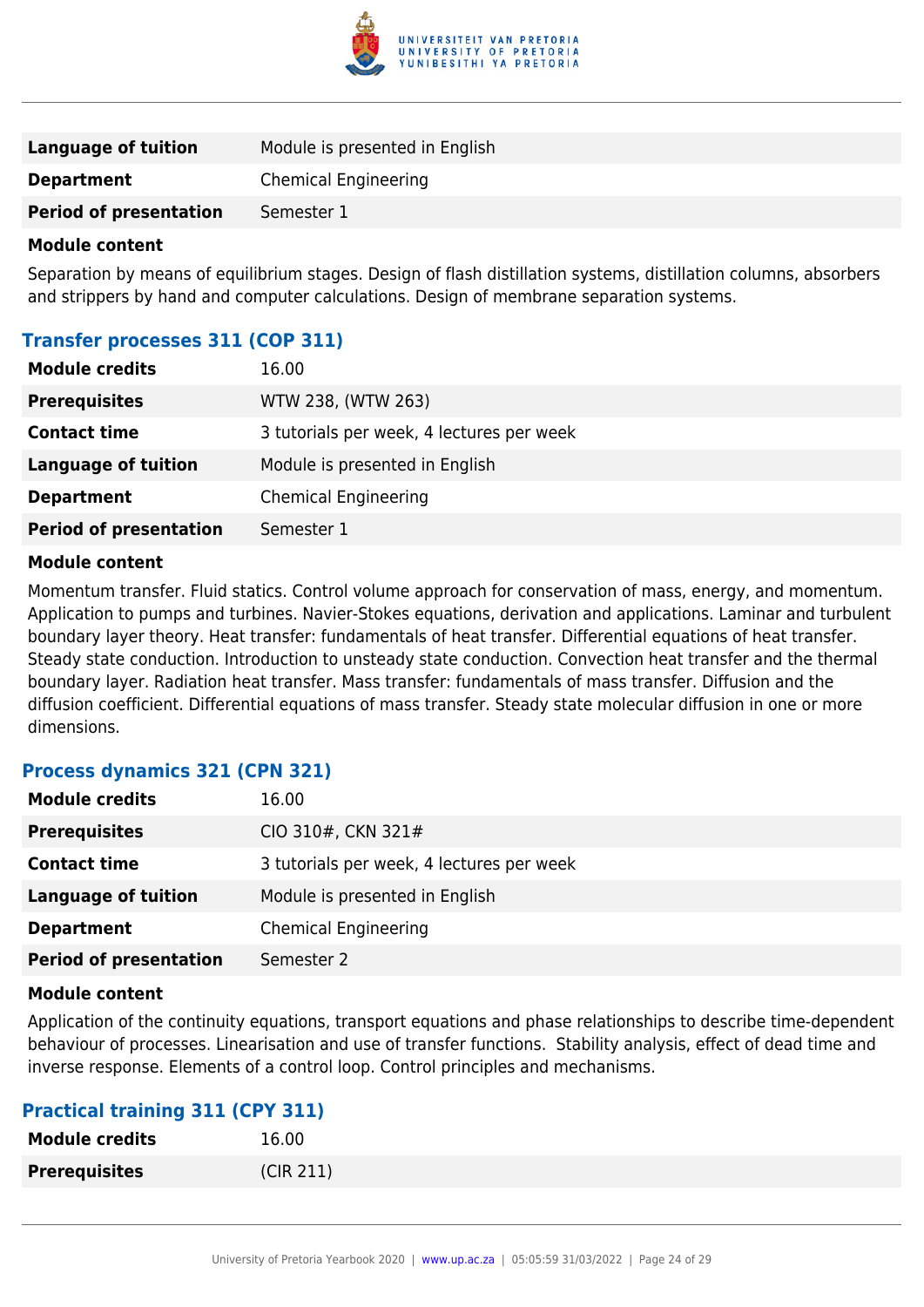| | |
|---|---|
| **Language of tuition** | Module is presented in English |
| **Department** | Chemical Engineering |
| **Period of presentation** | Semester 1 |

**Module content**

Separation by means of equilibrium stages. Design of flash distillation systems, distillation columns, absorbers and strippers by hand and computer calculations. Design of membrane separation systems.

### Transfer processes 311 (COP 311)

| | |
|---|---|
| **Module credits** | 16.00 |
| **Prerequisites** | WTW 238, (WTW 263) |
| **Contact time** | 3 tutorials per week, 4 lectures per week |
| **Language of tuition** | Module is presented in English |
| **Department** | Chemical Engineering |
| **Period of presentation** | Semester 1 |

**Module content**

Momentum transfer. Fluid statics. Control volume approach for conservation of mass, energy, and momentum. Application to pumps and turbines. Navier-Stokes equations, derivation and applications. Laminar and turbulent boundary layer theory. Heat transfer: fundamentals of heat transfer. Differential equations of heat transfer. Steady state conduction. Introduction to unsteady state conduction. Convection heat transfer and the thermal boundary layer. Radiation heat transfer. Mass transfer: fundamentals of mass transfer. Diffusion and the diffusion coefficient. Differential equations of mass transfer. Steady state molecular diffusion in one or more dimensions.

### Process dynamics 321 (CPN 321)

| | |
|---|---|
| **Module credits** | 16.00 |
| **Prerequisites** | CIO 310#, CKN 321# |
| **Contact time** | 3 tutorials per week, 4 lectures per week |
| **Language of tuition** | Module is presented in English |
| **Department** | Chemical Engineering |
| **Period of presentation** | Semester 2 |

**Module content**

Application of the continuity equations, transport equations and phase relationships to describe time-dependent behaviour of processes. Linearisation and use of transfer functions. Stability analysis, effect of dead time and inverse response. Elements of a control loop. Control principles and mechanisms.

### Practical training 311 (CPY 311)

| | |
|---|---|
| **Module credits** | 16.00 |
| **Prerequisites** | (CIR 211) |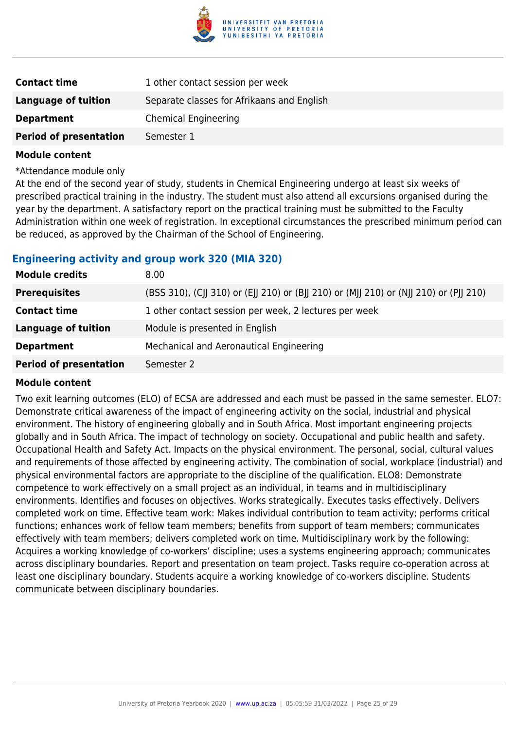| | |
|---|---|
| **Contact time** | 1 other contact session per week |
| **Language of tuition** | Separate classes for Afrikaans and English |
| **Department** | Chemical Engineering |
| **Period of presentation** | Semester 1 |

**Module content**

*Attendance module only

At the end of the second year of study, students in Chemical Engineering undergo at least six weeks of prescribed practical training in the industry. The student must also attend all excursions organised during the year by the department. A satisfactory report on the practical training must be submitted to the Faculty Administration within one week of registration. In exceptional circumstances the prescribed minimum period can be reduced, as approved by the Chairman of the School of Engineering.

### Engineering activity and group work 320 (MIA 320)

| | |
|---|---|
| **Module credits** | 8.00 |
| **Prerequisites** | (BSS 310), (CJJ 310) or (EJJ 210) or (BJJ 210) or (MJJ 210) or (NJJ 210) or (PJJ 210) |
| **Contact time** | 1 other contact session per week, 2 lectures per week |
| **Language of tuition** | Module is presented in English |
| **Department** | Mechanical and Aeronautical Engineering |
| **Period of presentation** | Semester 2 |

**Module content**

Two exit learning outcomes (ELO) of ECSA are addressed and each must be passed in the same semester. ELO7: Demonstrate critical awareness of the impact of engineering activity on the social, industrial and physical environment. The history of engineering globally and in South Africa. Most important engineering projects globally and in South Africa. The impact of technology on society. Occupational and public health and safety. Occupational Health and Safety Act. Impacts on the physical environment. The personal, social, cultural values and requirements of those affected by engineering activity. The combination of social, workplace (industrial) and physical environmental factors are appropriate to the discipline of the qualification. ELO8: Demonstrate competence to work effectively on a small project as an individual, in teams and in multidisciplinary environments. Identifies and focuses on objectives. Works strategically. Executes tasks effectively. Delivers completed work on time. Effective team work: Makes individual contribution to team activity; performs critical functions; enhances work of fellow team members; benefits from support of team members; communicates effectively with team members; delivers completed work on time. Multidisciplinary work by the following: Acquires a working knowledge of co-workers' discipline; uses a systems engineering approach; communicates across disciplinary boundaries. Report and presentation on team project. Tasks require co-operation across at least one disciplinary boundary. Students acquire a working knowledge of co-workers discipline. Students communicate between disciplinary boundaries.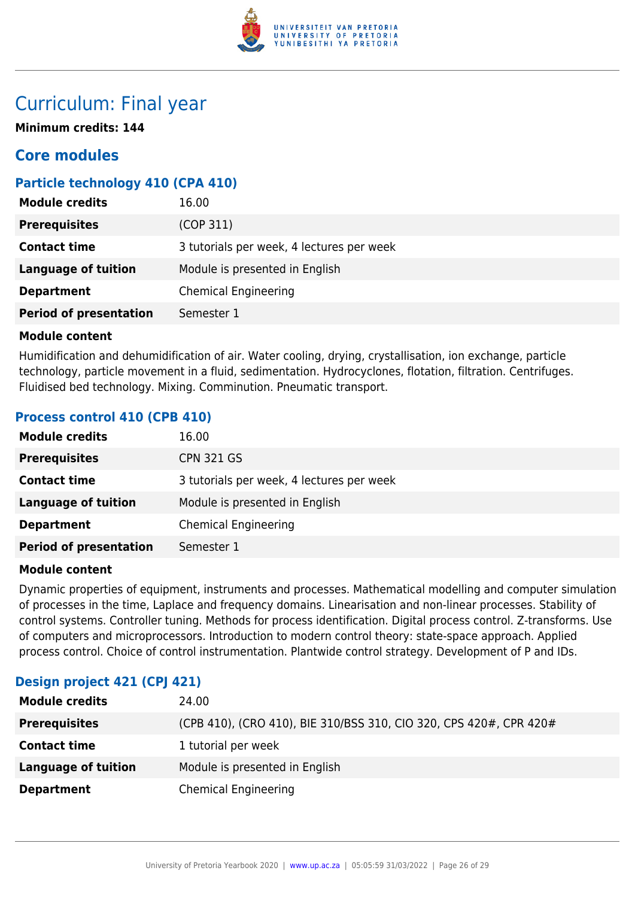# Curriculum: Final year

**Minimum credits: 144**

## Core modules

### Particle technology 410 (CPA 410)

| | |
|---|---|
| **Module credits** | 16.00 |
| **Prerequisites** | (COP 311) |
| **Contact time** | 3 tutorials per week, 4 lectures per week |
| **Language of tuition** | Module is presented in English |
| **Department** | Chemical Engineering |
| **Period of presentation** | Semester 1 |

**Module content**

Humidification and dehumidification of air. Water cooling, drying, crystallisation, ion exchange, particle technology, particle movement in a fluid, sedimentation. Hydrocyclones, flotation, filtration. Centrifuges. Fluidised bed technology. Mixing. Comminution. Pneumatic transport.

### Process control 410 (CPB 410)

| | |
|---|---|
| **Module credits** | 16.00 |
| **Prerequisites** | CPN 321 GS |
| **Contact time** | 3 tutorials per week, 4 lectures per week |
| **Language of tuition** | Module is presented in English |
| **Department** | Chemical Engineering |
| **Period of presentation** | Semester 1 |

**Module content**

Dynamic properties of equipment, instruments and processes. Mathematical modelling and computer simulation of processes in the time, Laplace and frequency domains. Linearisation and non-linear processes. Stability of control systems. Controller tuning. Methods for process identification. Digital process control. Z-transforms. Use of computers and microprocessors. Introduction to modern control theory: state-space approach. Applied process control. Choice of control instrumentation. Plantwide control strategy. Development of P and IDs.

### Design project 421 (CPJ 421)

| | |
|---|---|
| **Module credits** | 24.00 |
| **Prerequisites** | (CPB 410), (CRO 410), BIE 310/BSS 310, CIO 320, CPS 420#, CPR 420# |
| **Contact time** | 1 tutorial per week |
| **Language of tuition** | Module is presented in English |
| **Department** | Chemical Engineering |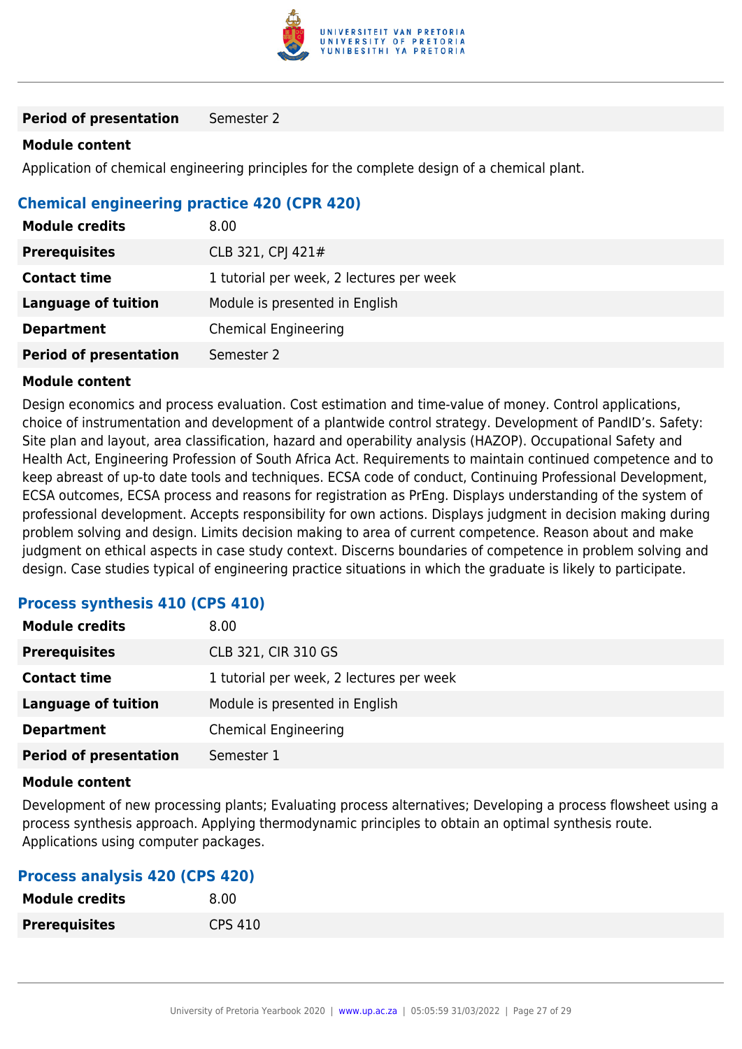| | |
|---|---|
| **Period of presentation** | Semester 2 |

**Module content**

Application of chemical engineering principles for the complete design of a chemical plant.

### Chemical engineering practice 420 (CPR 420)

| | |
|---|---|
| **Module credits** | 8.00 |
| **Prerequisites** | CLB 321, CPJ 421# |
| **Contact time** | 1 tutorial per week, 2 lectures per week |
| **Language of tuition** | Module is presented in English |
| **Department** | Chemical Engineering |
| **Period of presentation** | Semester 2 |

**Module content**

Design economics and process evaluation. Cost estimation and time-value of money. Control applications, choice of instrumentation and development of a plantwide control strategy. Development of PandID's. Safety: Site plan and layout, area classification, hazard and operability analysis (HAZOP). Occupational Safety and Health Act, Engineering Profession of South Africa Act. Requirements to maintain continued competence and to keep abreast of up-to date tools and techniques. ECSA code of conduct, Continuing Professional Development, ECSA outcomes, ECSA process and reasons for registration as PrEng. Displays understanding of the system of professional development. Accepts responsibility for own actions. Displays judgment in decision making during problem solving and design. Limits decision making to area of current competence. Reason about and make judgment on ethical aspects in case study context. Discerns boundaries of competence in problem solving and design. Case studies typical of engineering practice situations in which the graduate is likely to participate.

### Process synthesis 410 (CPS 410)

| | |
|---|---|
| **Module credits** | 8.00 |
| **Prerequisites** | CLB 321, CIR 310 GS |
| **Contact time** | 1 tutorial per week, 2 lectures per week |
| **Language of tuition** | Module is presented in English |
| **Department** | Chemical Engineering |
| **Period of presentation** | Semester 1 |

**Module content**

Development of new processing plants; Evaluating process alternatives; Developing a process flowsheet using a process synthesis approach. Applying thermodynamic principles to obtain an optimal synthesis route. Applications using computer packages.

### Process analysis 420 (CPS 420)

| | |
|---|---|
| **Module credits** | 8.00 |
| **Prerequisites** | CPS 410 |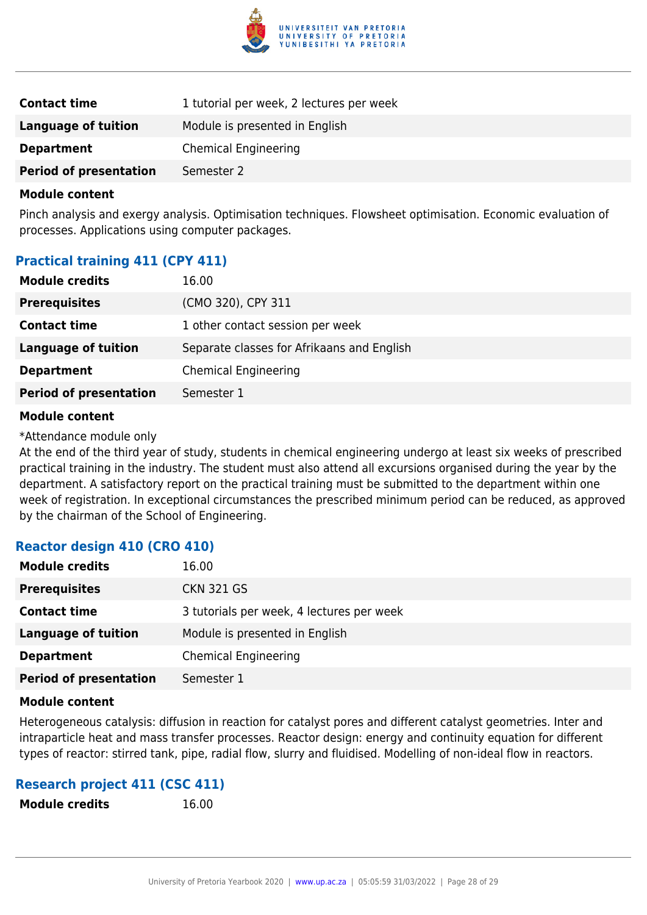| | |
|---|---|
| **Contact time** | 1 tutorial per week, 2 lectures per week |
| **Language of tuition** | Module is presented in English |
| **Department** | Chemical Engineering |
| **Period of presentation** | Semester 2 |

**Module content**

Pinch analysis and exergy analysis. Optimisation techniques. Flowsheet optimisation. Economic evaluation of processes. Applications using computer packages.

### Practical training 411 (CPY 411)

| | |
|---|---|
| **Module credits** | 16.00 |
| **Prerequisites** | (CMO 320), CPY 311 |
| **Contact time** | 1 other contact session per week |
| **Language of tuition** | Separate classes for Afrikaans and English |
| **Department** | Chemical Engineering |
| **Period of presentation** | Semester 1 |

**Module content**

*Attendance module only
At the end of the third year of study, students in chemical engineering undergo at least six weeks of prescribed practical training in the industry. The student must also attend all excursions organised during the year by the department. A satisfactory report on the practical training must be submitted to the department within one week of registration. In exceptional circumstances the prescribed minimum period can be reduced, as approved by the chairman of the School of Engineering.

### Reactor design 410 (CRO 410)

| | |
|---|---|
| **Module credits** | 16.00 |
| **Prerequisites** | CKN 321 GS |
| **Contact time** | 3 tutorials per week, 4 lectures per week |
| **Language of tuition** | Module is presented in English |
| **Department** | Chemical Engineering |
| **Period of presentation** | Semester 1 |

**Module content**

Heterogeneous catalysis: diffusion in reaction for catalyst pores and different catalyst geometries. Inter and intraparticle heat and mass transfer processes. Reactor design: energy and continuity equation for different types of reactor: stirred tank, pipe, radial flow, slurry and fluidised. Modelling of non-ideal flow in reactors.

### Research project 411 (CSC 411)

| | |
|---|---|
| **Module credits** | 16.00 |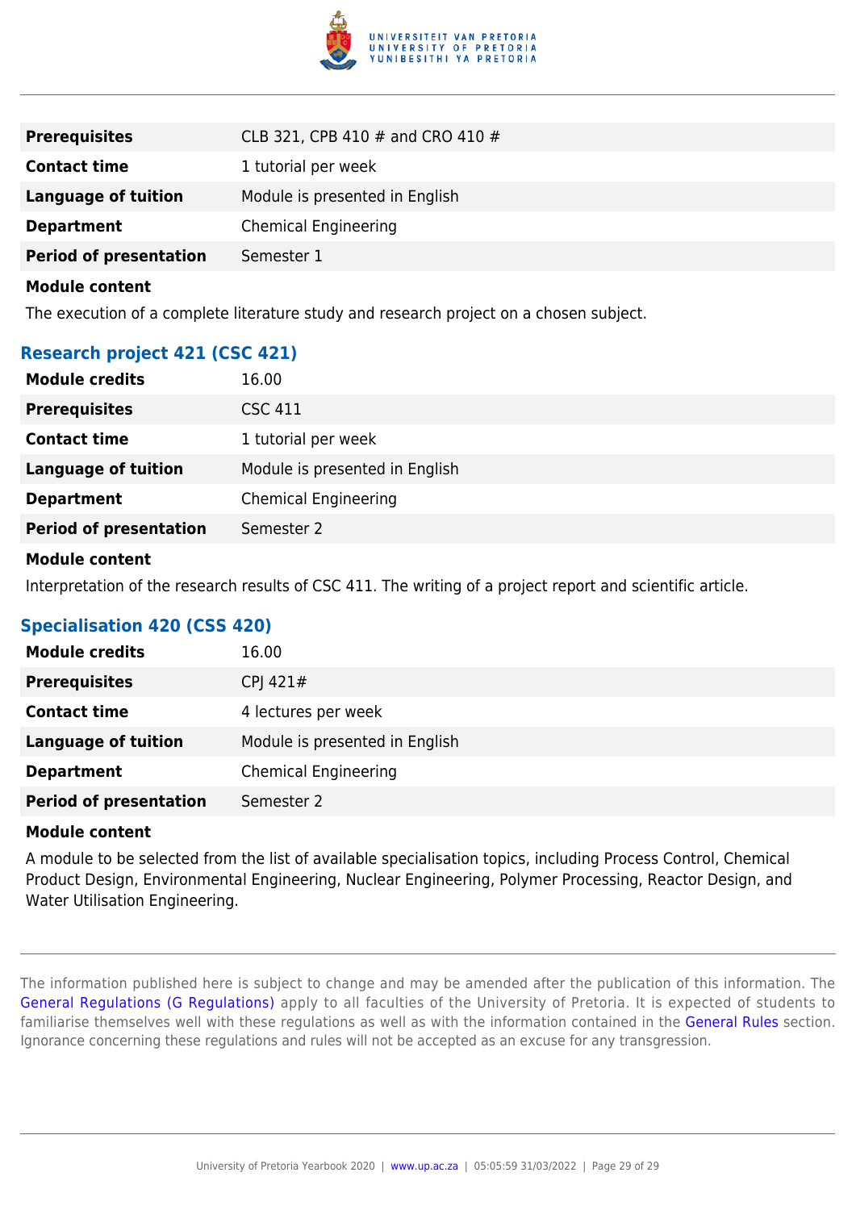| | |
|---|---|
| **Prerequisites** | CLB 321, CPB 410 # and CRO 410 # |
| **Contact time** | 1 tutorial per week |
| **Language of tuition** | Module is presented in English |
| **Department** | Chemical Engineering |
| **Period of presentation** | Semester 1 |

**Module content**

The execution of a complete literature study and research project on a chosen subject.

### Research project 421 (CSC 421)

| | |
|---|---|
| **Module credits** | 16.00 |
| **Prerequisites** | CSC 411 |
| **Contact time** | 1 tutorial per week |
| **Language of tuition** | Module is presented in English |
| **Department** | Chemical Engineering |
| **Period of presentation** | Semester 2 |

**Module content**

Interpretation of the research results of CSC 411. The writing of a project report and scientific article.

### Specialisation 420 (CSS 420)

| | |
|---|---|
| **Module credits** | 16.00 |
| **Prerequisites** | CPJ 421# |
| **Contact time** | 4 lectures per week |
| **Language of tuition** | Module is presented in English |
| **Department** | Chemical Engineering |
| **Period of presentation** | Semester 2 |

**Module content**

A module to be selected from the list of available specialisation topics, including Process Control, Chemical Product Design, Environmental Engineering, Nuclear Engineering, Polymer Processing, Reactor Design, and Water Utilisation Engineering.

The information published here is subject to change and may be amended after the publication of this information. The General Regulations (G Regulations) apply to all faculties of the University of Pretoria. It is expected of students to familiarise themselves well with these regulations as well as with the information contained in the General Rules section. Ignorance concerning these regulations and rules will not be accepted as an excuse for any transgression.